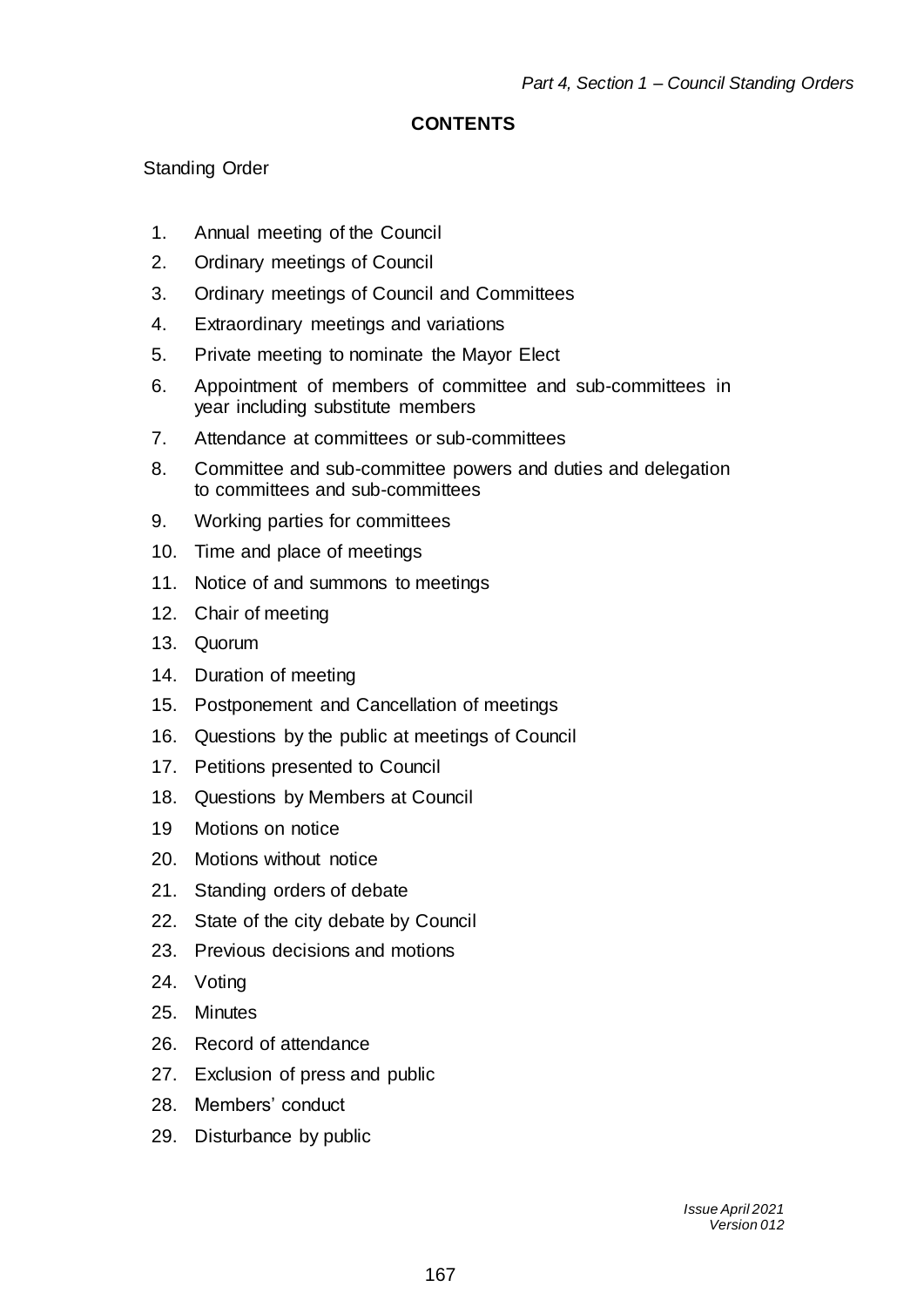## CONTENTS

Standing Order

1. Annual meeting of the Council
2. Ordinary meetings of Council
3. Ordinary meetings of Council and Committees
4. Extraordinary meetings and variations
5. Private meeting to nominate the Mayor Elect
6. Appointment of members of committee and sub-committees in year including substitute members
7. Attendance at committees or sub-committees
8. Committee and sub-committee powers and duties and delegation to committees and sub-committees
9. Working parties for committees
10. Time and place of meetings
11. Notice of and summons to meetings
12. Chair of meeting
13. Quorum
14. Duration of meeting
15. Postponement and Cancellation of meetings
16. Questions by the public at meetings of Council
17. Petitions presented to Council
18. Questions by Members at Council
19. Motions on notice
20. Motions without notice
21. Standing orders of debate
22. State of the city debate by Council
23. Previous decisions and motions
24. Voting
25. Minutes
26. Record of attendance
27. Exclusion of press and public
28. Members' conduct
29. Disturbance by public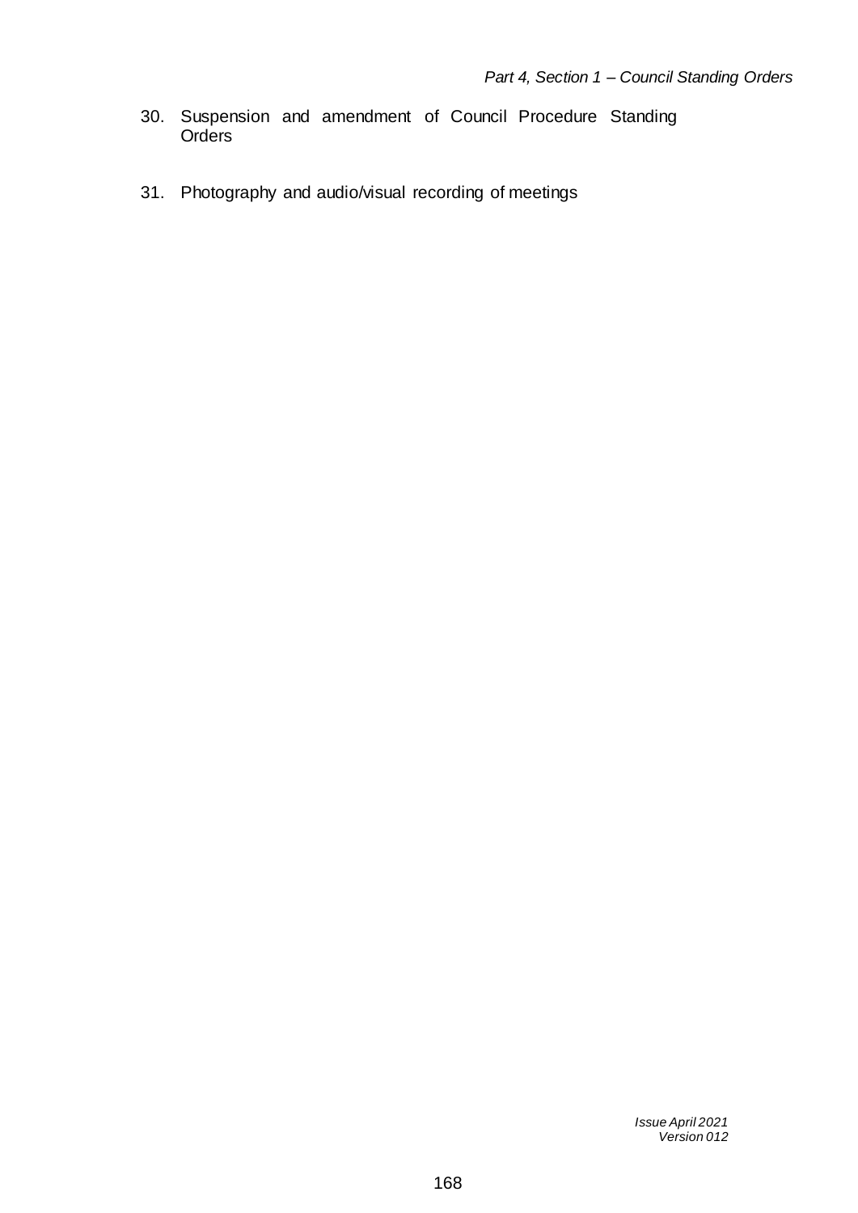30. Suspension and amendment of Council Procedure Standing Orders

31. Photography and audio/visual recording of meetings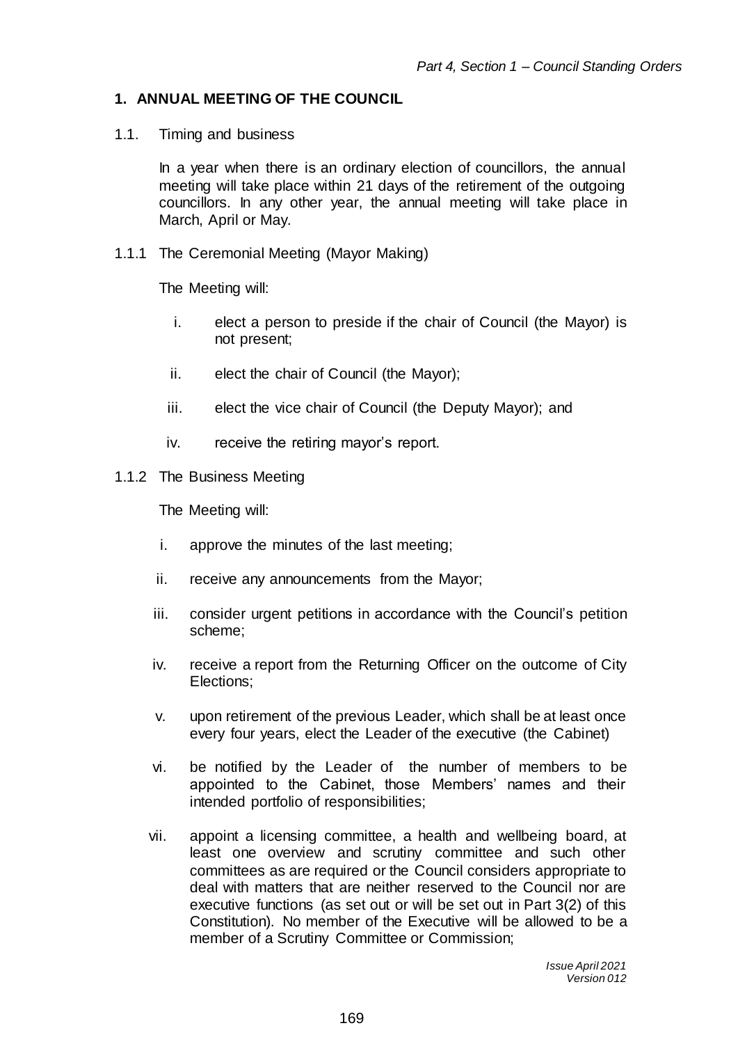## 1. ANNUAL MEETING OF THE COUNCIL

1.1. Timing and business

In a year when there is an ordinary election of councillors, the annual meeting will take place within 21 days of the retirement of the outgoing councillors. In any other year, the annual meeting will take place in March, April or May.

1.1.1 The Ceremonial Meeting (Mayor Making)

The Meeting will:

i. elect a person to preside if the chair of Council (the Mayor) is not present;

ii. elect the chair of Council (the Mayor);

iii. elect the vice chair of Council (the Deputy Mayor); and

iv. receive the retiring mayor's report.

1.1.2 The Business Meeting

The Meeting will:

i. approve the minutes of the last meeting;

ii. receive any announcements from the Mayor;

iii. consider urgent petitions in accordance with the Council's petition scheme;

iv. receive a report from the Returning Officer on the outcome of City Elections;

v. upon retirement of the previous Leader, which shall be at least once every four years, elect the Leader of the executive (the Cabinet)

vi. be notified by the Leader of the number of members to be appointed to the Cabinet, those Members' names and their intended portfolio of responsibilities;

vii. appoint a licensing committee, a health and wellbeing board, at least one overview and scrutiny committee and such other committees as are required or the Council considers appropriate to deal with matters that are neither reserved to the Council nor are executive functions (as set out or will be set out in Part 3(2) of this Constitution). No member of the Executive will be allowed to be a member of a Scrutiny Committee or Commission;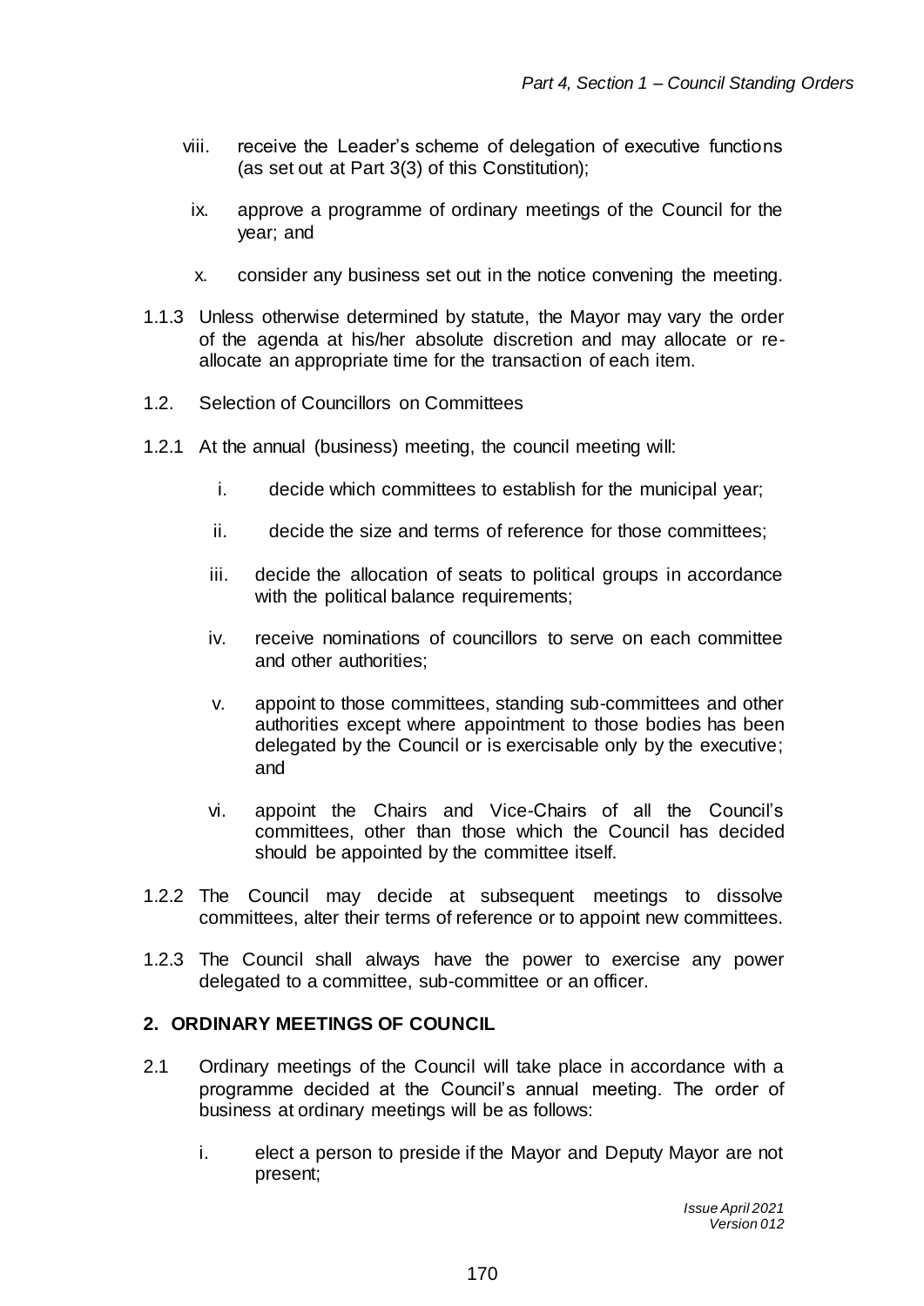viii. receive the Leader's scheme of delegation of executive functions (as set out at Part 3(3) of this Constitution);

ix. approve a programme of ordinary meetings of the Council for the year; and

x. consider any business set out in the notice convening the meeting.

1.1.3 Unless otherwise determined by statute, the Mayor may vary the order of the agenda at his/her absolute discretion and may allocate or re-allocate an appropriate time for the transaction of each item.

1.2. Selection of Councillors on Committees

1.2.1 At the annual (business) meeting, the council meeting will:

i. decide which committees to establish for the municipal year;

ii. decide the size and terms of reference for those committees;

iii. decide the allocation of seats to political groups in accordance with the political balance requirements;

iv. receive nominations of councillors to serve on each committee and other authorities;

v. appoint to those committees, standing sub-committees and other authorities except where appointment to those bodies has been delegated by the Council or is exercisable only by the executive; and

vi. appoint the Chairs and Vice-Chairs of all the Council's committees, other than those which the Council has decided should be appointed by the committee itself.

1.2.2 The Council may decide at subsequent meetings to dissolve committees, alter their terms of reference or to appoint new committees.

1.2.3 The Council shall always have the power to exercise any power delegated to a committee, sub-committee or an officer.

## 2. ORDINARY MEETINGS OF COUNCIL

2.1 Ordinary meetings of the Council will take place in accordance with a programme decided at the Council's annual meeting. The order of business at ordinary meetings will be as follows:

i. elect a person to preside if the Mayor and Deputy Mayor are not present;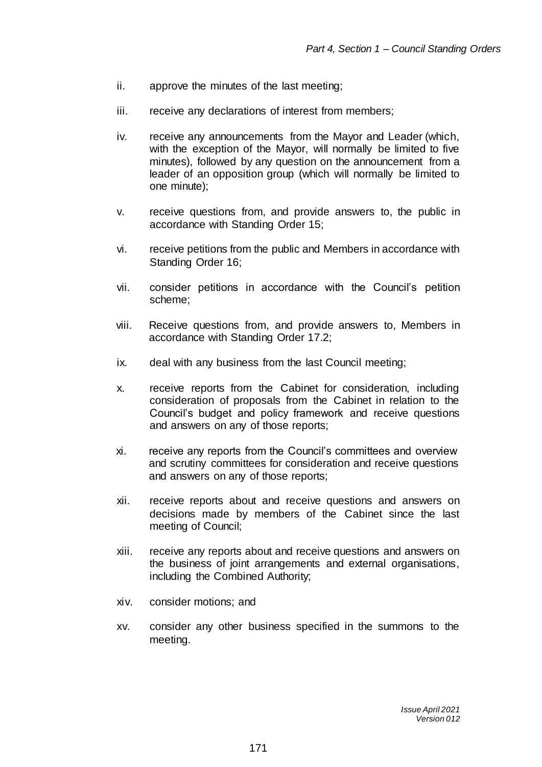ii. approve the minutes of the last meeting;

iii. receive any declarations of interest from members;

iv. receive any announcements from the Mayor and Leader (which, with the exception of the Mayor, will normally be limited to five minutes), followed by any question on the announcement from a leader of an opposition group (which will normally be limited to one minute);

v. receive questions from, and provide answers to, the public in accordance with Standing Order 15;

vi. receive petitions from the public and Members in accordance with Standing Order 16;

vii. consider petitions in accordance with the Council's petition scheme;

viii. Receive questions from, and provide answers to, Members in accordance with Standing Order 17.2;

ix. deal with any business from the last Council meeting;

x. receive reports from the Cabinet for consideration, including consideration of proposals from the Cabinet in relation to the Council's budget and policy framework and receive questions and answers on any of those reports;

xi. receive any reports from the Council's committees and overview and scrutiny committees for consideration and receive questions and answers on any of those reports;

xii. receive reports about and receive questions and answers on decisions made by members of the Cabinet since the last meeting of Council;

xiii. receive any reports about and receive questions and answers on the business of joint arrangements and external organisations, including the Combined Authority;

xiv. consider motions; and

xv. consider any other business specified in the summons to the meeting.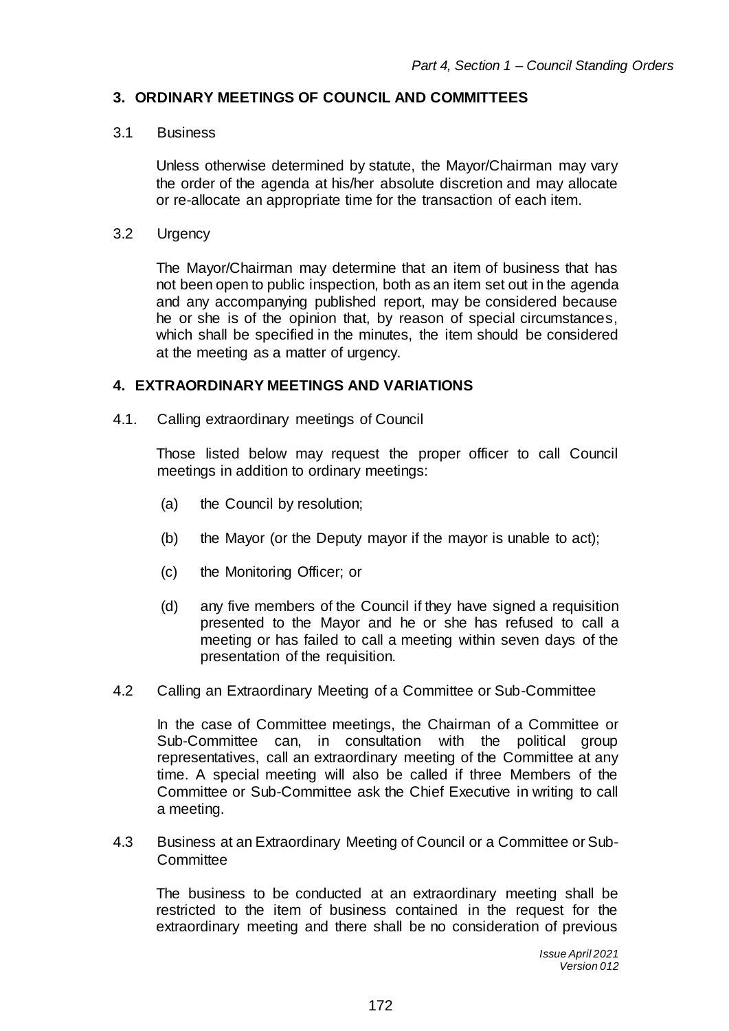## 3. ORDINARY MEETINGS OF COUNCIL AND COMMITTEES

3.1 Business

Unless otherwise determined by statute, the Mayor/Chairman may vary the order of the agenda at his/her absolute discretion and may allocate or re-allocate an appropriate time for the transaction of each item.

3.2 Urgency

The Mayor/Chairman may determine that an item of business that has not been open to public inspection, both as an item set out in the agenda and any accompanying published report, may be considered because he or she is of the opinion that, by reason of special circumstances, which shall be specified in the minutes, the item should be considered at the meeting as a matter of urgency.

## 4. EXTRAORDINARY MEETINGS AND VARIATIONS

4.1. Calling extraordinary meetings of Council

Those listed below may request the proper officer to call Council meetings in addition to ordinary meetings:

(a) the Council by resolution;

(b) the Mayor (or the Deputy mayor if the mayor is unable to act);

(c) the Monitoring Officer; or

(d) any five members of the Council if they have signed a requisition presented to the Mayor and he or she has refused to call a meeting or has failed to call a meeting within seven days of the presentation of the requisition.

4.2 Calling an Extraordinary Meeting of a Committee or Sub-Committee

In the case of Committee meetings, the Chairman of a Committee or Sub-Committee can, in consultation with the political group representatives, call an extraordinary meeting of the Committee at any time. A special meeting will also be called if three Members of the Committee or Sub-Committee ask the Chief Executive in writing to call a meeting.

4.3 Business at an Extraordinary Meeting of Council or a Committee or Sub-Committee

The business to be conducted at an extraordinary meeting shall be restricted to the item of business contained in the request for the extraordinary meeting and there shall be no consideration of previous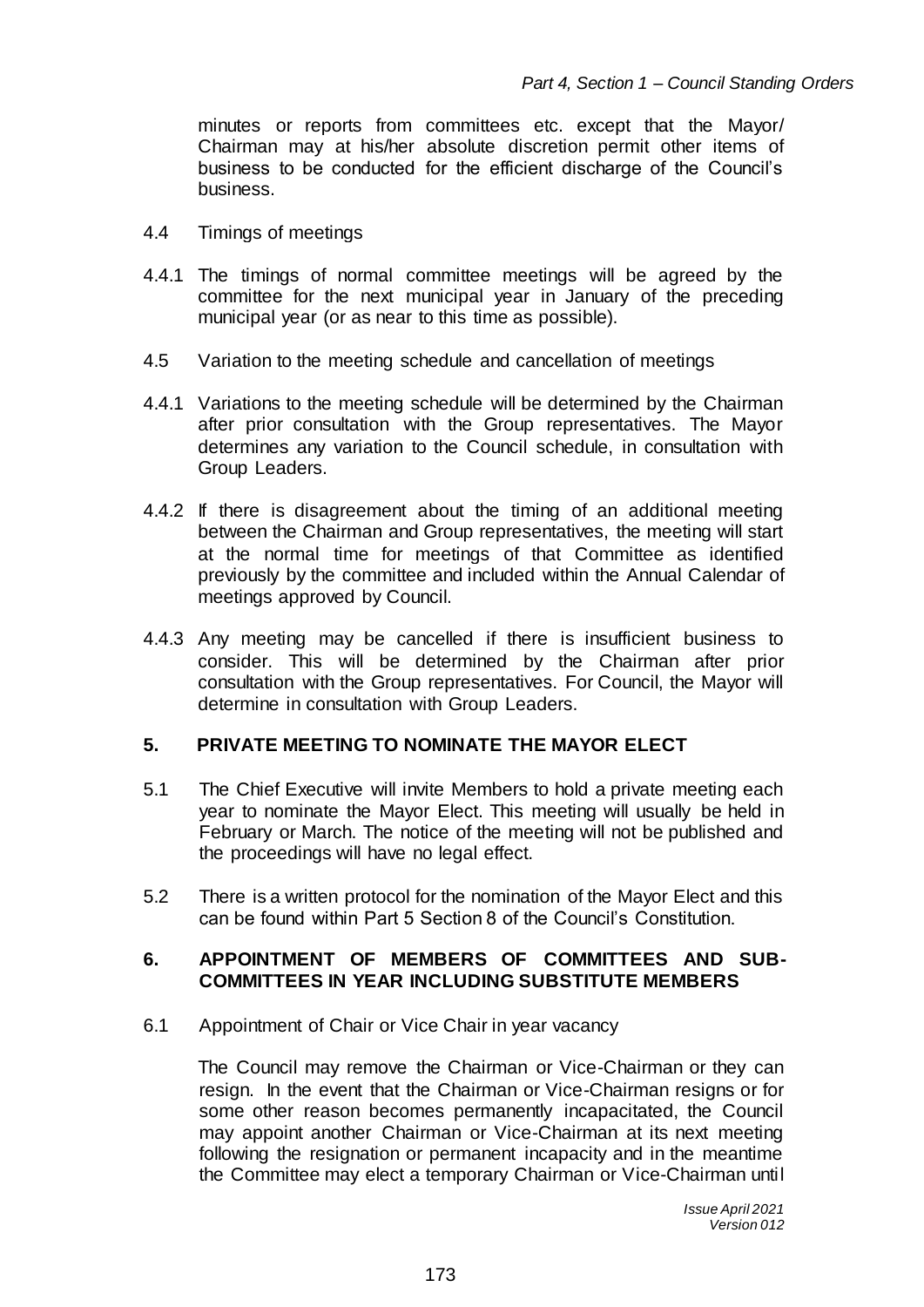minutes or reports from committees etc. except that the Mayor/ Chairman may at his/her absolute discretion permit other items of business to be conducted for the efficient discharge of the Council's business.

4.4 Timings of meetings

4.4.1 The timings of normal committee meetings will be agreed by the committee for the next municipal year in January of the preceding municipal year (or as near to this time as possible).

4.5 Variation to the meeting schedule and cancellation of meetings

4.4.1 Variations to the meeting schedule will be determined by the Chairman after prior consultation with the Group representatives. The Mayor determines any variation to the Council schedule, in consultation with Group Leaders.

4.4.2 If there is disagreement about the timing of an additional meeting between the Chairman and Group representatives, the meeting will start at the normal time for meetings of that Committee as identified previously by the committee and included within the Annual Calendar of meetings approved by Council.

4.4.3 Any meeting may be cancelled if there is insufficient business to consider. This will be determined by the Chairman after prior consultation with the Group representatives. For Council, the Mayor will determine in consultation with Group Leaders.

## 5. PRIVATE MEETING TO NOMINATE THE MAYOR ELECT

5.1 The Chief Executive will invite Members to hold a private meeting each year to nominate the Mayor Elect. This meeting will usually be held in February or March. The notice of the meeting will not be published and the proceedings will have no legal effect.

5.2 There is a written protocol for the nomination of the Mayor Elect and this can be found within Part 5 Section 8 of the Council's Constitution.

## 6. APPOINTMENT OF MEMBERS OF COMMITTEES AND SUB-COMMITTEES IN YEAR INCLUDING SUBSTITUTE MEMBERS

6.1 Appointment of Chair or Vice Chair in year vacancy

The Council may remove the Chairman or Vice-Chairman or they can resign. In the event that the Chairman or Vice-Chairman resigns or for some other reason becomes permanently incapacitated, the Council may appoint another Chairman or Vice-Chairman at its next meeting following the resignation or permanent incapacity and in the meantime the Committee may elect a temporary Chairman or Vice-Chairman until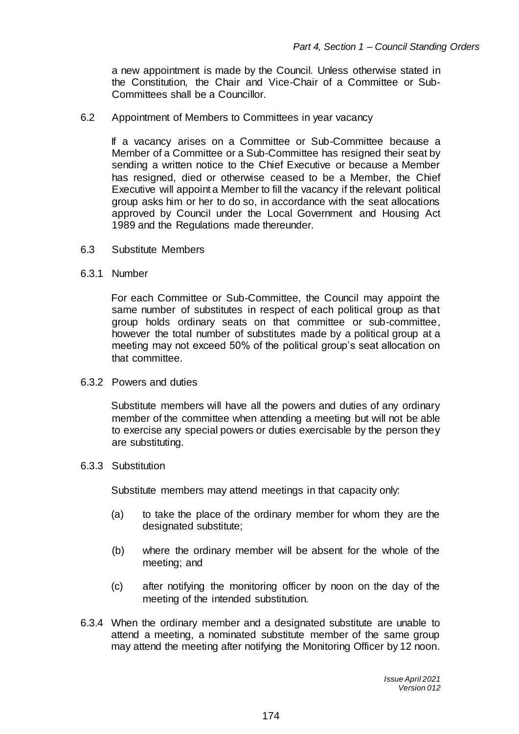a new appointment is made by the Council. Unless otherwise stated in the Constitution, the Chair and Vice-Chair of a Committee or Sub-Committees shall be a Councillor.

6.2 Appointment of Members to Committees in year vacancy

If a vacancy arises on a Committee or Sub-Committee because a Member of a Committee or a Sub-Committee has resigned their seat by sending a written notice to the Chief Executive or because a Member has resigned, died or otherwise ceased to be a Member, the Chief Executive will appoint a Member to fill the vacancy if the relevant political group asks him or her to do so, in accordance with the seat allocations approved by Council under the Local Government and Housing Act 1989 and the Regulations made thereunder.

6.3 Substitute Members

6.3.1 Number

For each Committee or Sub-Committee, the Council may appoint the same number of substitutes in respect of each political group as that group holds ordinary seats on that committee or sub-committee, however the total number of substitutes made by a political group at a meeting may not exceed 50% of the political group's seat allocation on that committee.

6.3.2 Powers and duties

Substitute members will have all the powers and duties of any ordinary member of the committee when attending a meeting but will not be able to exercise any special powers or duties exercisable by the person they are substituting.

6.3.3 Substitution

Substitute members may attend meetings in that capacity only:

(a) to take the place of the ordinary member for whom they are the designated substitute;

(b) where the ordinary member will be absent for the whole of the meeting; and

(c) after notifying the monitoring officer by noon on the day of the meeting of the intended substitution.

6.3.4 When the ordinary member and a designated substitute are unable to attend a meeting, a nominated substitute member of the same group may attend the meeting after notifying the Monitoring Officer by 12 noon.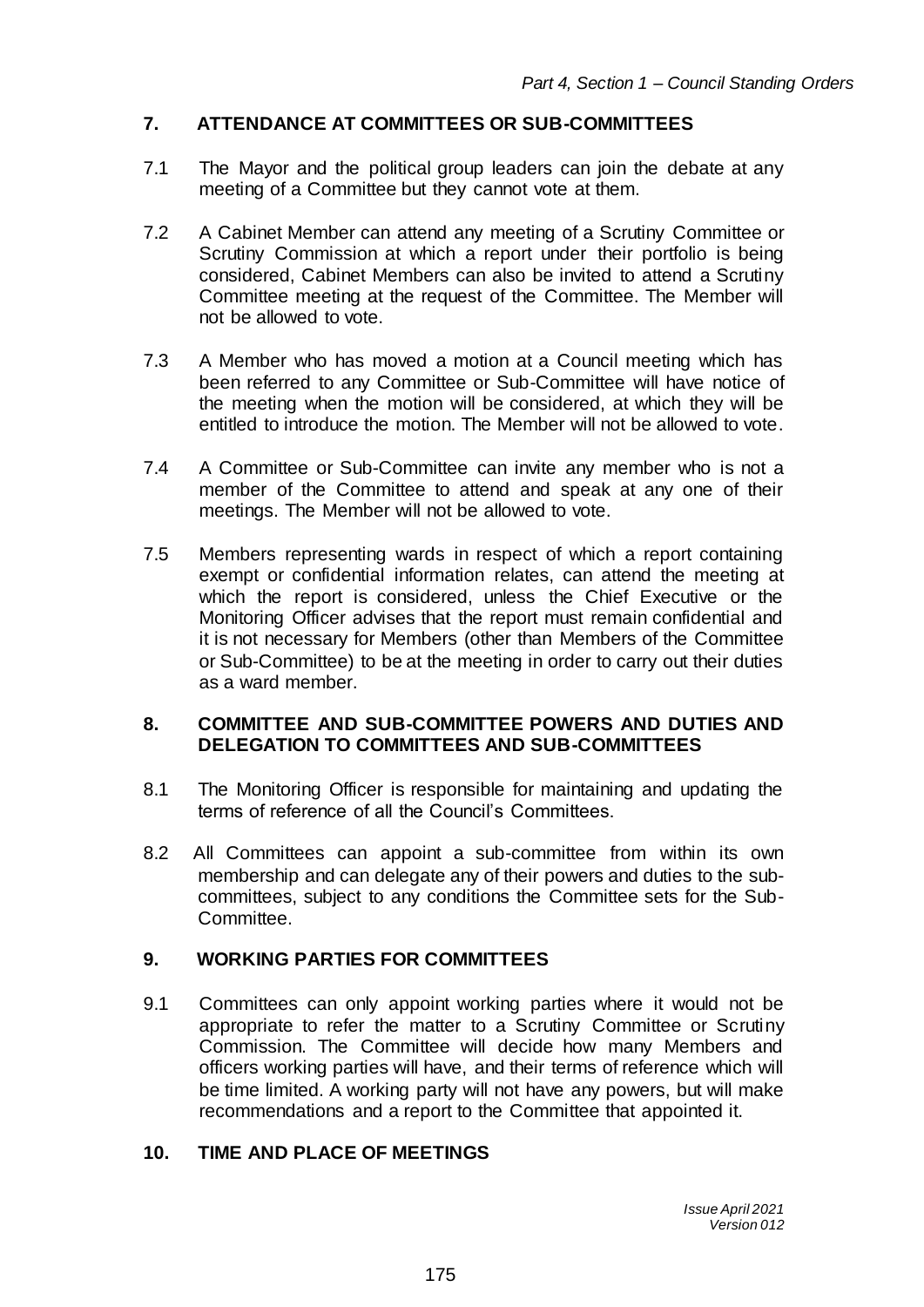## 7. ATTENDANCE AT COMMITTEES OR SUB-COMMITTEES

7.1 The Mayor and the political group leaders can join the debate at any meeting of a Committee but they cannot vote at them.

7.2 A Cabinet Member can attend any meeting of a Scrutiny Committee or Scrutiny Commission at which a report under their portfolio is being considered, Cabinet Members can also be invited to attend a Scrutiny Committee meeting at the request of the Committee. The Member will not be allowed to vote.

7.3 A Member who has moved a motion at a Council meeting which has been referred to any Committee or Sub-Committee will have notice of the meeting when the motion will be considered, at which they will be entitled to introduce the motion. The Member will not be allowed to vote.

7.4 A Committee or Sub-Committee can invite any member who is not a member of the Committee to attend and speak at any one of their meetings. The Member will not be allowed to vote.

7.5 Members representing wards in respect of which a report containing exempt or confidential information relates, can attend the meeting at which the report is considered, unless the Chief Executive or the Monitoring Officer advises that the report must remain confidential and it is not necessary for Members (other than Members of the Committee or Sub-Committee) to be at the meeting in order to carry out their duties as a ward member.

## 8. COMMITTEE AND SUB-COMMITTEE POWERS AND DUTIES AND DELEGATION TO COMMITTEES AND SUB-COMMITTEES

8.1 The Monitoring Officer is responsible for maintaining and updating the terms of reference of all the Council's Committees.

8.2 All Committees can appoint a sub-committee from within its own membership and can delegate any of their powers and duties to the sub-committees, subject to any conditions the Committee sets for the Sub-Committee.

## 9. WORKING PARTIES FOR COMMITTEES

9.1 Committees can only appoint working parties where it would not be appropriate to refer the matter to a Scrutiny Committee or Scrutiny Commission. The Committee will decide how many Members and officers working parties will have, and their terms of reference which will be time limited. A working party will not have any powers, but will make recommendations and a report to the Committee that appointed it.

## 10. TIME AND PLACE OF MEETINGS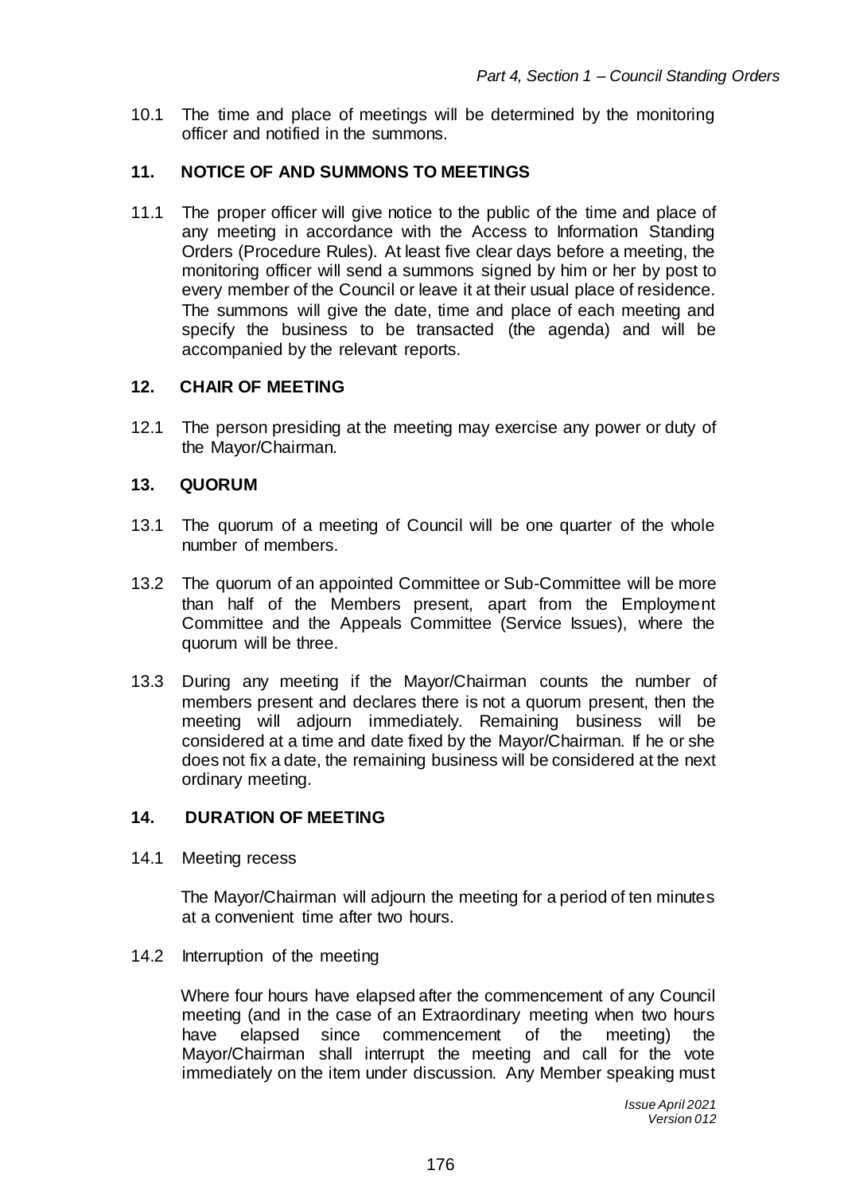10.1 The time and place of meetings will be determined by the monitoring officer and notified in the summons.

## 11. NOTICE OF AND SUMMONS TO MEETINGS

11.1 The proper officer will give notice to the public of the time and place of any meeting in accordance with the Access to Information Standing Orders (Procedure Rules). At least five clear days before a meeting, the monitoring officer will send a summons signed by him or her by post to every member of the Council or leave it at their usual place of residence. The summons will give the date, time and place of each meeting and specify the business to be transacted (the agenda) and will be accompanied by the relevant reports.

## 12. CHAIR OF MEETING

12.1 The person presiding at the meeting may exercise any power or duty of the Mayor/Chairman.

## 13. QUORUM

13.1 The quorum of a meeting of Council will be one quarter of the whole number of members.

13.2 The quorum of an appointed Committee or Sub-Committee will be more than half of the Members present, apart from the Employment Committee and the Appeals Committee (Service Issues), where the quorum will be three.

13.3 During any meeting if the Mayor/Chairman counts the number of members present and declares there is not a quorum present, then the meeting will adjourn immediately. Remaining business will be considered at a time and date fixed by the Mayor/Chairman. If he or she does not fix a date, the remaining business will be considered at the next ordinary meeting.

## 14. DURATION OF MEETING

14.1 Meeting recess

The Mayor/Chairman will adjourn the meeting for a period of ten minutes at a convenient time after two hours.

14.2 Interruption of the meeting

Where four hours have elapsed after the commencement of any Council meeting (and in the case of an Extraordinary meeting when two hours have elapsed since commencement of the meeting) the Mayor/Chairman shall interrupt the meeting and call for the vote immediately on the item under discussion. Any Member speaking must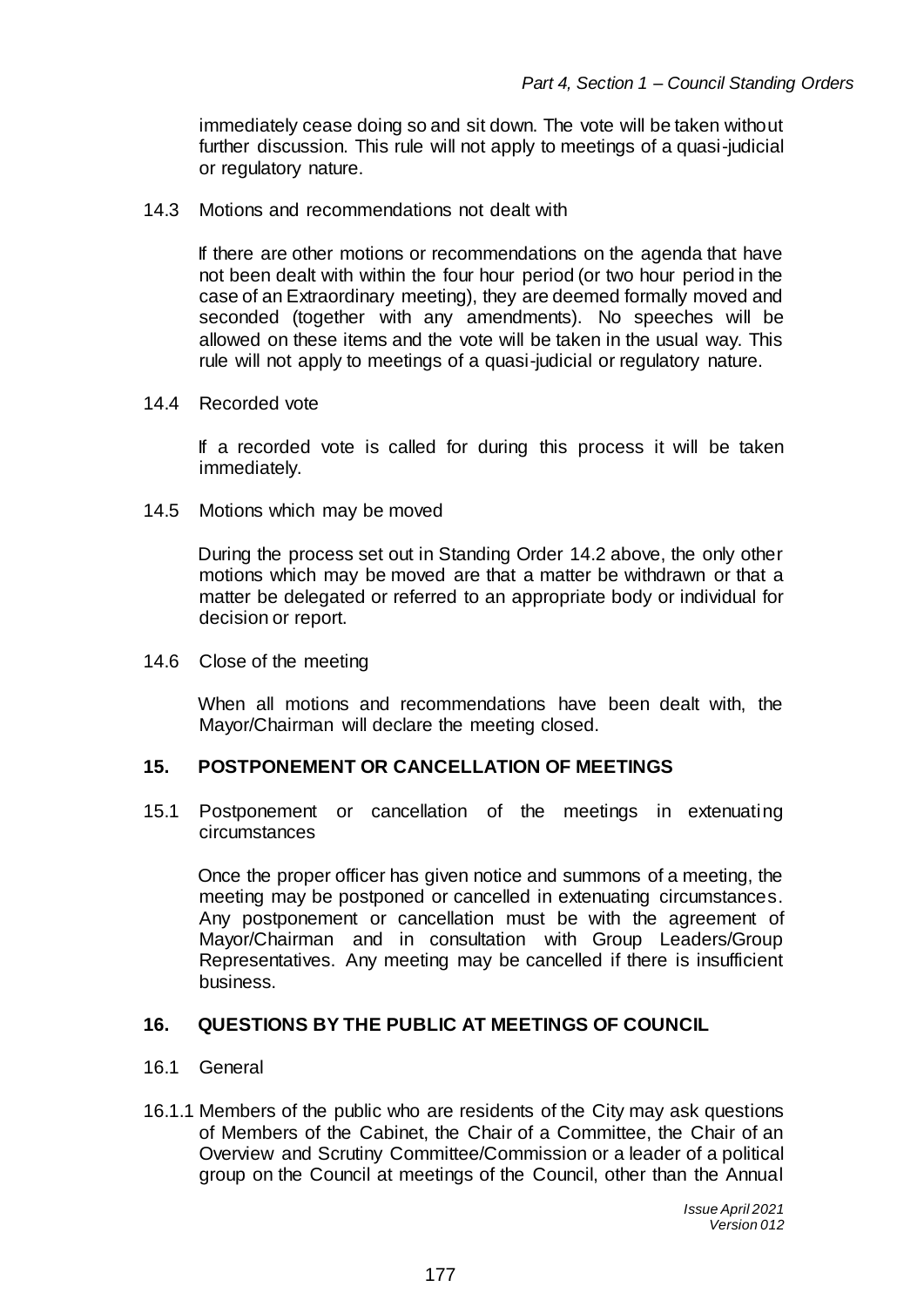immediately cease doing so and sit down. The vote will be taken without further discussion. This rule will not apply to meetings of a quasi-judicial or regulatory nature.

14.3 Motions and recommendations not dealt with

If there are other motions or recommendations on the agenda that have not been dealt with within the four hour period (or two hour period in the case of an Extraordinary meeting), they are deemed formally moved and seconded (together with any amendments). No speeches will be allowed on these items and the vote will be taken in the usual way. This rule will not apply to meetings of a quasi-judicial or regulatory nature.

14.4 Recorded vote

If a recorded vote is called for during this process it will be taken immediately.

14.5 Motions which may be moved

During the process set out in Standing Order 14.2 above, the only other motions which may be moved are that a matter be withdrawn or that a matter be delegated or referred to an appropriate body or individual for decision or report.

14.6 Close of the meeting

When all motions and recommendations have been dealt with, the Mayor/Chairman will declare the meeting closed.

## 15. POSTPONEMENT OR CANCELLATION OF MEETINGS

15.1 Postponement or cancellation of the meetings in extenuating circumstances

Once the proper officer has given notice and summons of a meeting, the meeting may be postponed or cancelled in extenuating circumstances. Any postponement or cancellation must be with the agreement of Mayor/Chairman and in consultation with Group Leaders/Group Representatives. Any meeting may be cancelled if there is insufficient business.

## 16. QUESTIONS BY THE PUBLIC AT MEETINGS OF COUNCIL

16.1 General

16.1.1 Members of the public who are residents of the City may ask questions of Members of the Cabinet, the Chair of a Committee, the Chair of an Overview and Scrutiny Committee/Commission or a leader of a political group on the Council at meetings of the Council, other than the Annual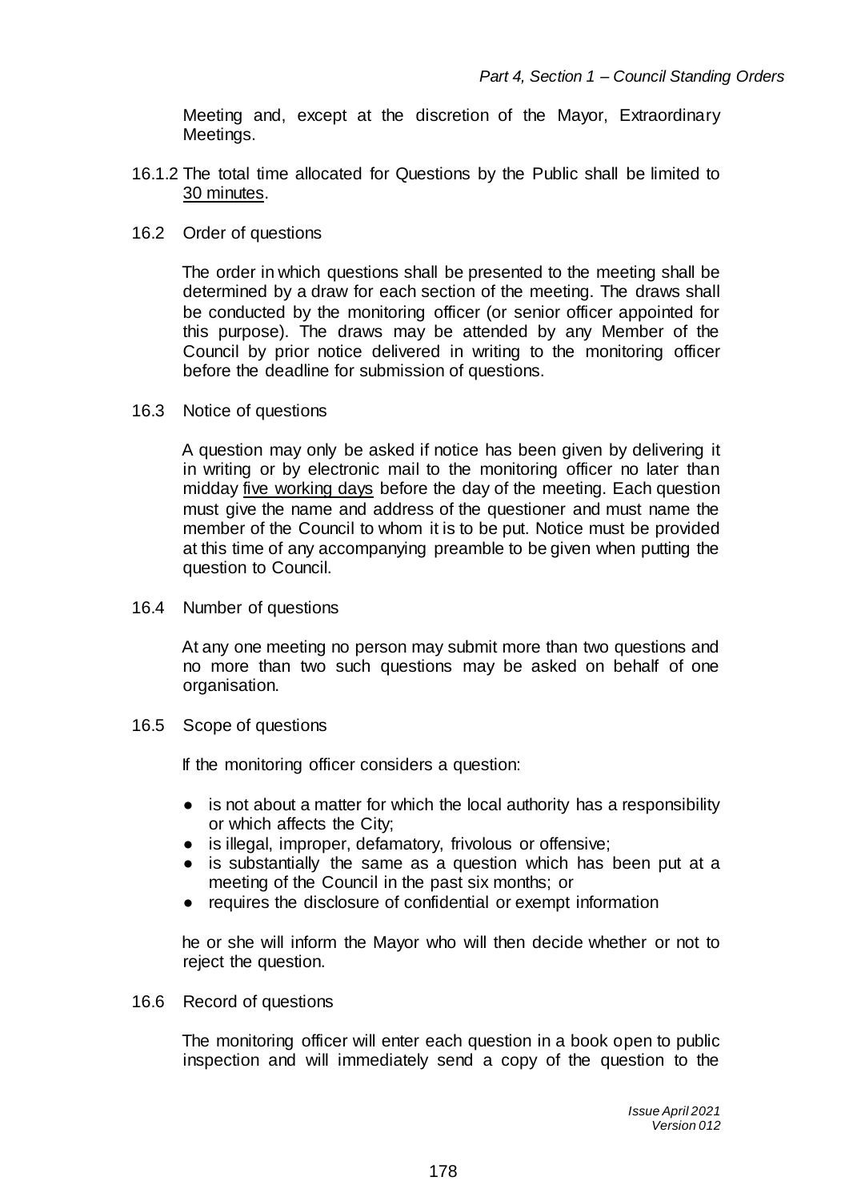Meeting and, except at the discretion of the Mayor, Extraordinary Meetings.

16.1.2 The total time allocated for Questions by the Public shall be limited to <u>30 minutes</u>.

16.2 Order of questions

The order in which questions shall be presented to the meeting shall be determined by a draw for each section of the meeting. The draws shall be conducted by the monitoring officer (or senior officer appointed for this purpose). The draws may be attended by any Member of the Council by prior notice delivered in writing to the monitoring officer before the deadline for submission of questions.

16.3 Notice of questions

A question may only be asked if notice has been given by delivering it in writing or by electronic mail to the monitoring officer no later than midday <u>five working days</u> before the day of the meeting. Each question must give the name and address of the questioner and must name the member of the Council to whom it is to be put. Notice must be provided at this time of any accompanying preamble to be given when putting the question to Council.

16.4 Number of questions

At any one meeting no person may submit more than two questions and no more than two such questions may be asked on behalf of one organisation.

16.5 Scope of questions

If the monitoring officer considers a question:

- is not about a matter for which the local authority has a responsibility or which affects the City;
- is illegal, improper, defamatory, frivolous or offensive;
- is substantially the same as a question which has been put at a meeting of the Council in the past six months; or
- requires the disclosure of confidential or exempt information

he or she will inform the Mayor who will then decide whether or not to reject the question.

16.6 Record of questions

The monitoring officer will enter each question in a book open to public inspection and will immediately send a copy of the question to the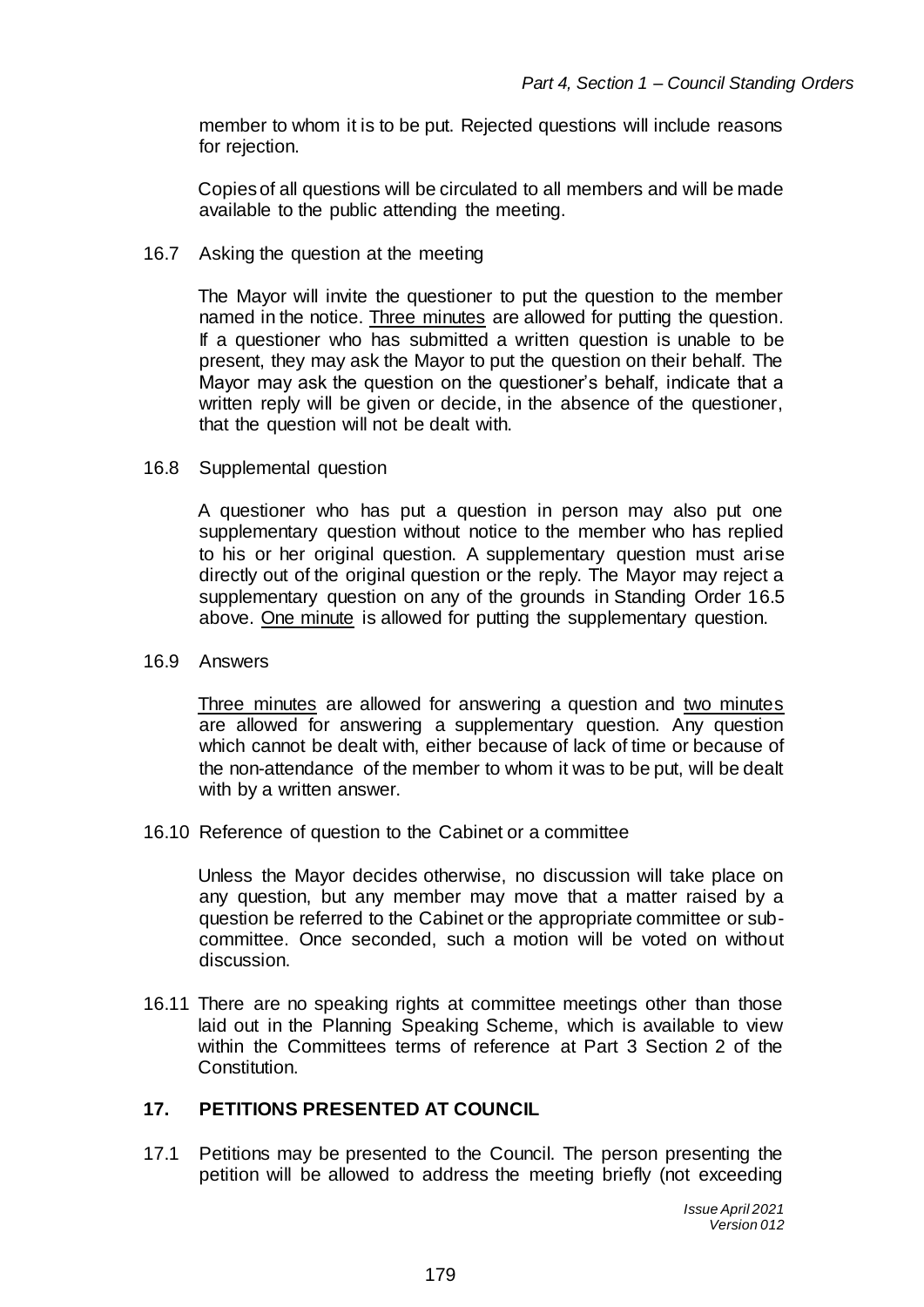member to whom it is to be put. Rejected questions will include reasons for rejection.

Copies of all questions will be circulated to all members and will be made available to the public attending the meeting.

16.7 Asking the question at the meeting

The Mayor will invite the questioner to put the question to the member named in the notice. Three minutes are allowed for putting the question. If a questioner who has submitted a written question is unable to be present, they may ask the Mayor to put the question on their behalf. The Mayor may ask the question on the questioner's behalf, indicate that a written reply will be given or decide, in the absence of the questioner, that the question will not be dealt with.

16.8 Supplemental question

A questioner who has put a question in person may also put one supplementary question without notice to the member who has replied to his or her original question. A supplementary question must arise directly out of the original question or the reply. The Mayor may reject a supplementary question on any of the grounds in Standing Order 16.5 above. One minute is allowed for putting the supplementary question.

16.9 Answers

Three minutes are allowed for answering a question and two minutes are allowed for answering a supplementary question. Any question which cannot be dealt with, either because of lack of time or because of the non-attendance of the member to whom it was to be put, will be dealt with by a written answer.

16.10 Reference of question to the Cabinet or a committee

Unless the Mayor decides otherwise, no discussion will take place on any question, but any member may move that a matter raised by a question be referred to the Cabinet or the appropriate committee or sub-committee. Once seconded, such a motion will be voted on without discussion.

16.11 There are no speaking rights at committee meetings other than those laid out in the Planning Speaking Scheme, which is available to view within the Committees terms of reference at Part 3 Section 2 of the Constitution.

## 17. PETITIONS PRESENTED AT COUNCIL

17.1 Petitions may be presented to the Council. The person presenting the petition will be allowed to address the meeting briefly (not exceeding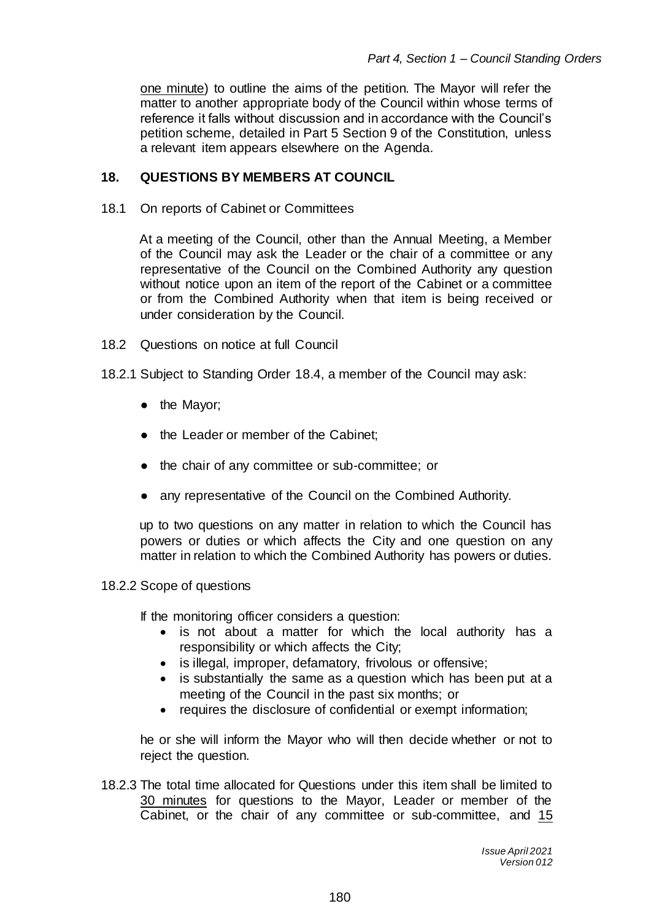one minute) to outline the aims of the petition. The Mayor will refer the matter to another appropriate body of the Council within whose terms of reference it falls without discussion and in accordance with the Council's petition scheme, detailed in Part 5 Section 9 of the Constitution, unless a relevant item appears elsewhere on the Agenda.

## 18. QUESTIONS BY MEMBERS AT COUNCIL

18.1 On reports of Cabinet or Committees

At a meeting of the Council, other than the Annual Meeting, a Member of the Council may ask the Leader or the chair of a committee or any representative of the Council on the Combined Authority any question without notice upon an item of the report of the Cabinet or a committee or from the Combined Authority when that item is being received or under consideration by the Council.

18.2 Questions on notice at full Council

18.2.1 Subject to Standing Order 18.4, a member of the Council may ask:

- the Mayor;
- the Leader or member of the Cabinet;
- the chair of any committee or sub-committee; or
- any representative of the Council on the Combined Authority.

up to two questions on any matter in relation to which the Council has powers or duties or which affects the City and one question on any matter in relation to which the Combined Authority has powers or duties.

18.2.2 Scope of questions

If the monitoring officer considers a question:

- is not about a matter for which the local authority has a responsibility or which affects the City;
- is illegal, improper, defamatory, frivolous or offensive;
- is substantially the same as a question which has been put at a meeting of the Council in the past six months; or
- requires the disclosure of confidential or exempt information;

he or she will inform the Mayor who will then decide whether or not to reject the question.

18.2.3 The total time allocated for Questions under this item shall be limited to 30 minutes for questions to the Mayor, Leader or member of the Cabinet, or the chair of any committee or sub-committee, and 15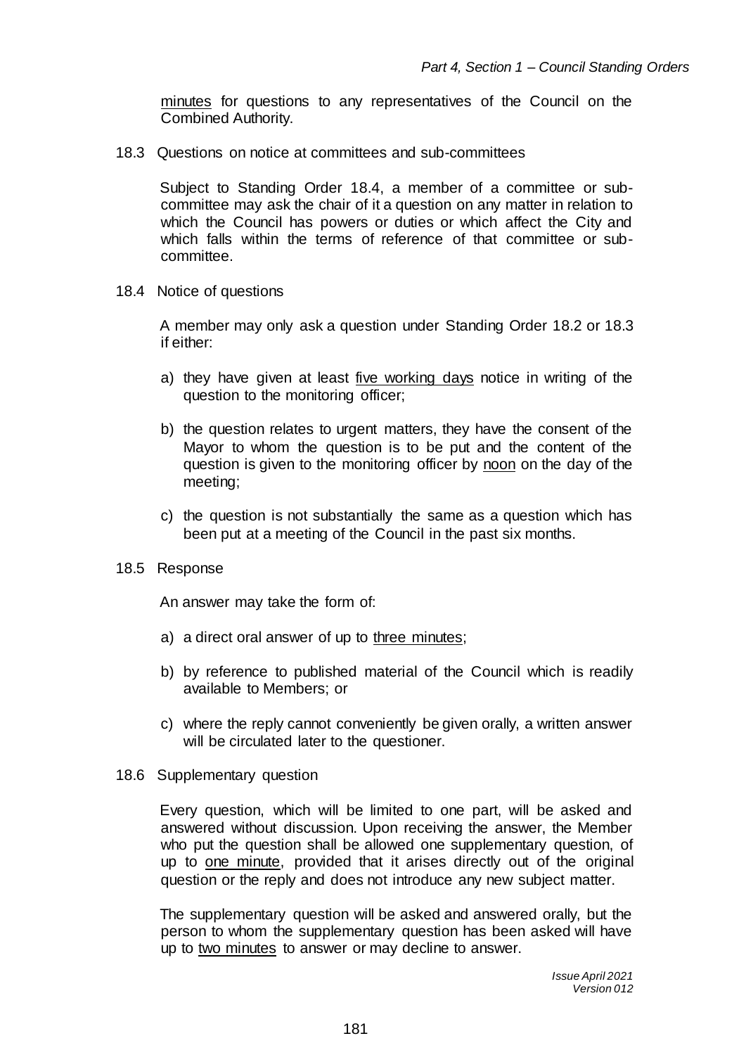minutes for questions to any representatives of the Council on the Combined Authority.

18.3 Questions on notice at committees and sub-committees

Subject to Standing Order 18.4, a member of a committee or sub-committee may ask the chair of it a question on any matter in relation to which the Council has powers or duties or which affect the City and which falls within the terms of reference of that committee or sub-committee.

18.4 Notice of questions

A member may only ask a question under Standing Order 18.2 or 18.3 if either:

a) they have given at least five working days notice in writing of the question to the monitoring officer;

b) the question relates to urgent matters, they have the consent of the Mayor to whom the question is to be put and the content of the question is given to the monitoring officer by noon on the day of the meeting;

c) the question is not substantially the same as a question which has been put at a meeting of the Council in the past six months.

18.5 Response

An answer may take the form of:

a) a direct oral answer of up to three minutes;

b) by reference to published material of the Council which is readily available to Members; or

c) where the reply cannot conveniently be given orally, a written answer will be circulated later to the questioner.

18.6 Supplementary question

Every question, which will be limited to one part, will be asked and answered without discussion. Upon receiving the answer, the Member who put the question shall be allowed one supplementary question, of up to one minute, provided that it arises directly out of the original question or the reply and does not introduce any new subject matter.

The supplementary question will be asked and answered orally, but the person to whom the supplementary question has been asked will have up to two minutes to answer or may decline to answer.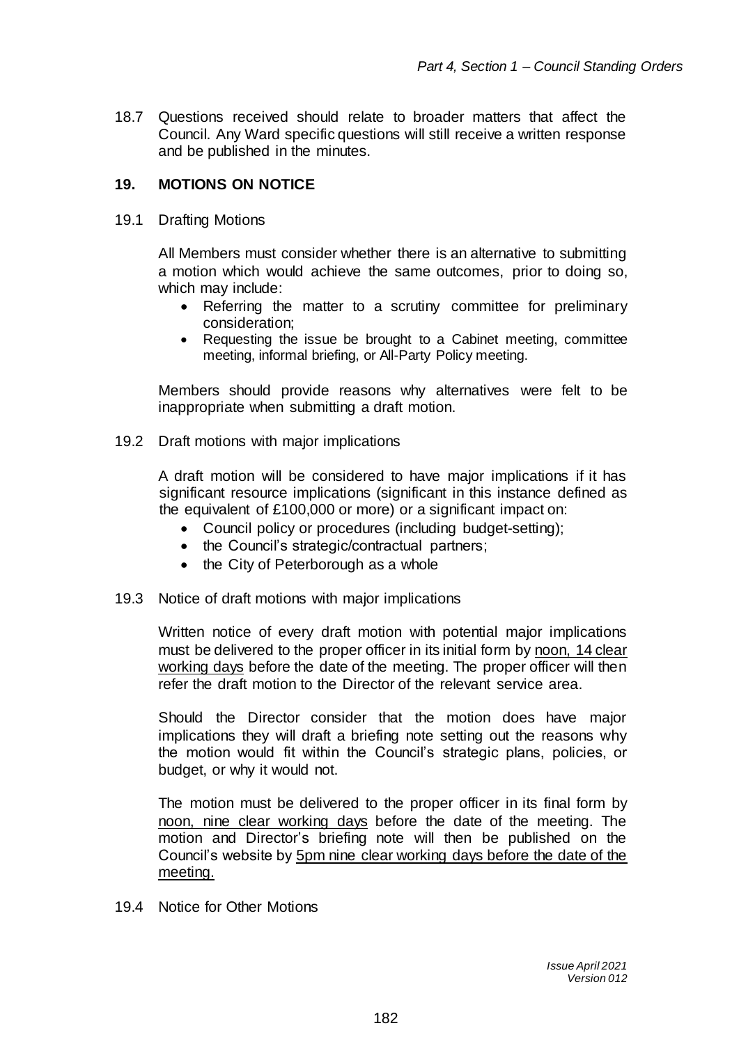18.7 Questions received should relate to broader matters that affect the Council. Any Ward specific questions will still receive a written response and be published in the minutes.

## 19. MOTIONS ON NOTICE

19.1 Drafting Motions

All Members must consider whether there is an alternative to submitting a motion which would achieve the same outcomes, prior to doing so, which may include:

- Referring the matter to a scrutiny committee for preliminary consideration;
- Requesting the issue be brought to a Cabinet meeting, committee meeting, informal briefing, or All-Party Policy meeting.

Members should provide reasons why alternatives were felt to be inappropriate when submitting a draft motion.

19.2 Draft motions with major implications

A draft motion will be considered to have major implications if it has significant resource implications (significant in this instance defined as the equivalent of £100,000 or more) or a significant impact on:

- Council policy or procedures (including budget-setting);
- the Council's strategic/contractual partners;
- the City of Peterborough as a whole

19.3 Notice of draft motions with major implications

Written notice of every draft motion with potential major implications must be delivered to the proper officer in its initial form by noon, 14 clear working days before the date of the meeting. The proper officer will then refer the draft motion to the Director of the relevant service area.

Should the Director consider that the motion does have major implications they will draft a briefing note setting out the reasons why the motion would fit within the Council's strategic plans, policies, or budget, or why it would not.

The motion must be delivered to the proper officer in its final form by noon, nine clear working days before the date of the meeting. The motion and Director's briefing note will then be published on the Council's website by 5pm nine clear working days before the date of the meeting.

19.4 Notice for Other Motions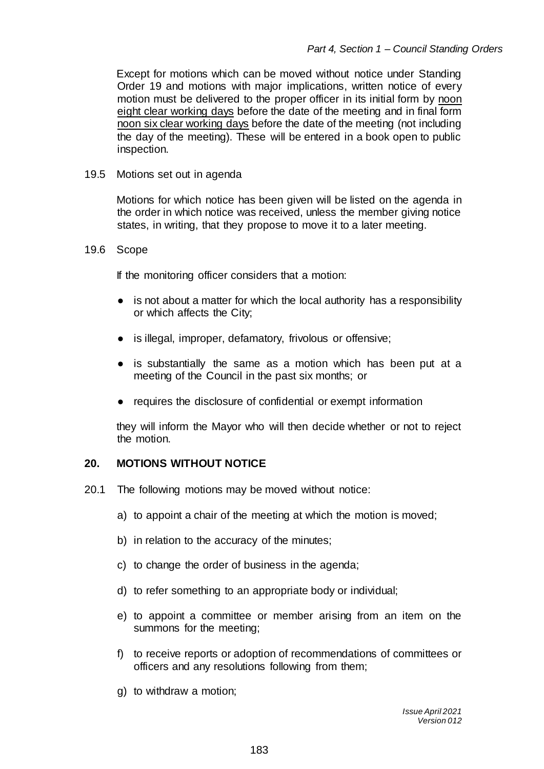Except for motions which can be moved without notice under Standing Order 19 and motions with major implications, written notice of every motion must be delivered to the proper officer in its initial form by noon eight clear working days before the date of the meeting and in final form noon six clear working days before the date of the meeting (not including the day of the meeting). These will be entered in a book open to public inspection.

19.5 Motions set out in agenda

Motions for which notice has been given will be listed on the agenda in the order in which notice was received, unless the member giving notice states, in writing, that they propose to move it to a later meeting.

19.6 Scope

If the monitoring officer considers that a motion:

- is not about a matter for which the local authority has a responsibility or which affects the City;
- is illegal, improper, defamatory, frivolous or offensive;
- is substantially the same as a motion which has been put at a meeting of the Council in the past six months; or
- requires the disclosure of confidential or exempt information

they will inform the Mayor who will then decide whether or not to reject the motion.

## 20. MOTIONS WITHOUT NOTICE

20.1 The following motions may be moved without notice:

a) to appoint a chair of the meeting at which the motion is moved;

b) in relation to the accuracy of the minutes;

c) to change the order of business in the agenda;

d) to refer something to an appropriate body or individual;

e) to appoint a committee or member arising from an item on the summons for the meeting;

f) to receive reports or adoption of recommendations of committees or officers and any resolutions following from them;

g) to withdraw a motion;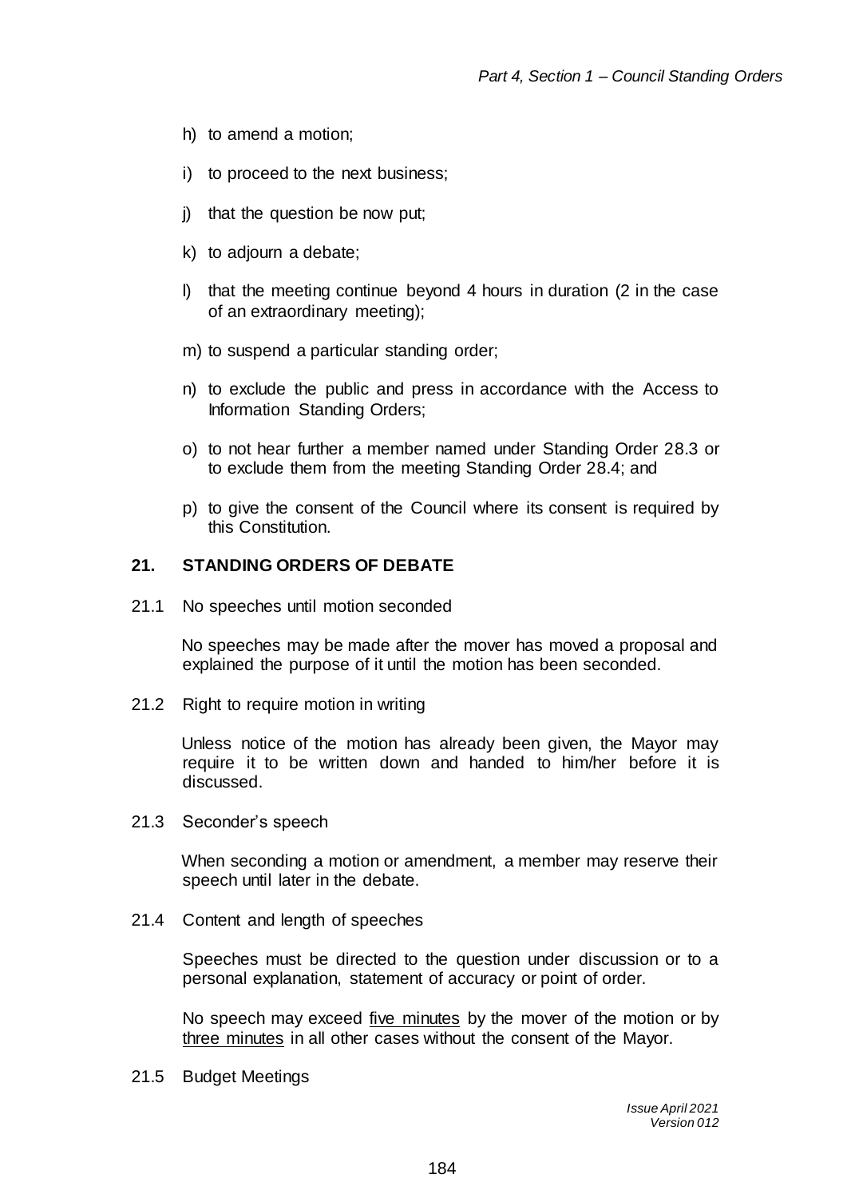h) to amend a motion;

i) to proceed to the next business;

j) that the question be now put;

k) to adjourn a debate;

l) that the meeting continue beyond 4 hours in duration (2 in the case of an extraordinary meeting);

m) to suspend a particular standing order;

n) to exclude the public and press in accordance with the Access to Information Standing Orders;

o) to not hear further a member named under Standing Order 28.3 or to exclude them from the meeting Standing Order 28.4; and

p) to give the consent of the Council where its consent is required by this Constitution.

## 21. STANDING ORDERS OF DEBATE

21.1 No speeches until motion seconded

No speeches may be made after the mover has moved a proposal and explained the purpose of it until the motion has been seconded.

21.2 Right to require motion in writing

Unless notice of the motion has already been given, the Mayor may require it to be written down and handed to him/her before it is discussed.

21.3 Seconder's speech

When seconding a motion or amendment, a member may reserve their speech until later in the debate.

21.4 Content and length of speeches

Speeches must be directed to the question under discussion or to a personal explanation, statement of accuracy or point of order.

No speech may exceed <u>five minutes</u> by the mover of the motion or by <u>three minutes</u> in all other cases without the consent of the Mayor.

21.5 Budget Meetings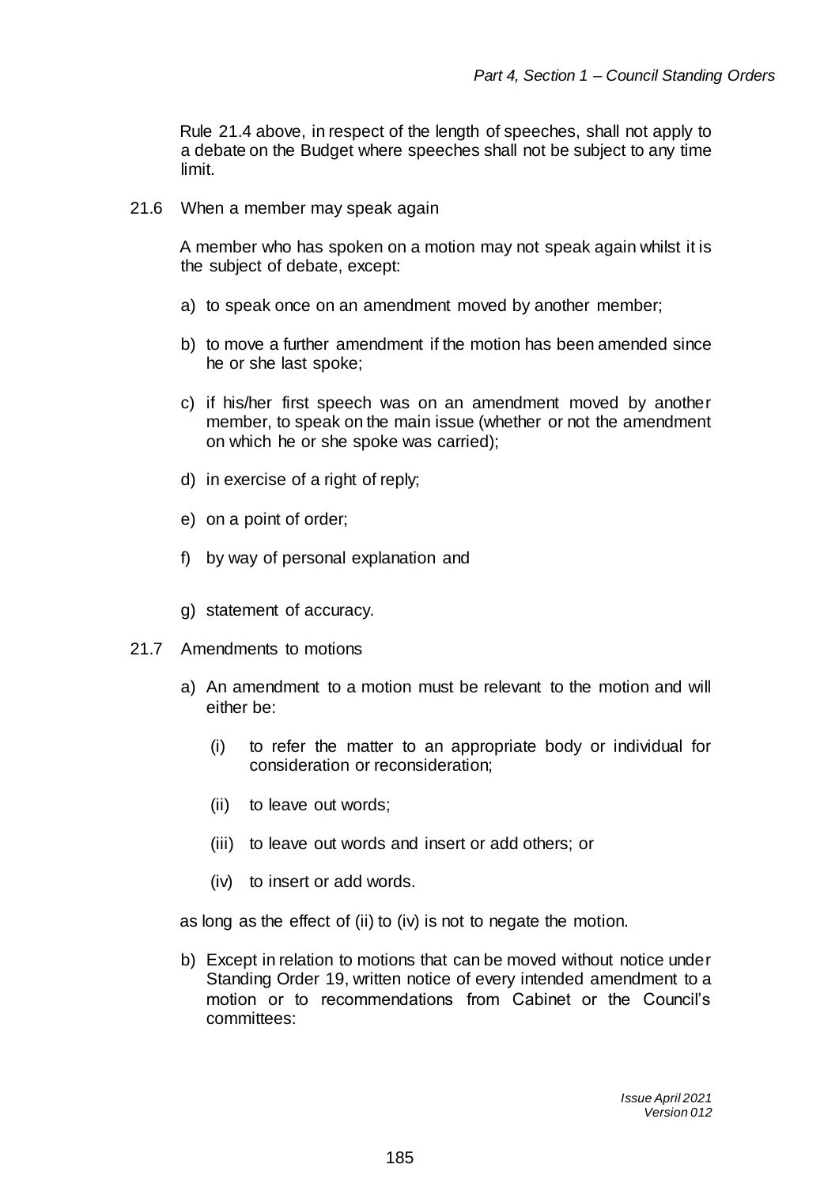Rule 21.4 above, in respect of the length of speeches, shall not apply to a debate on the Budget where speeches shall not be subject to any time limit.

21.6 When a member may speak again

A member who has spoken on a motion may not speak again whilst it is the subject of debate, except:

a) to speak once on an amendment moved by another member;

b) to move a further amendment if the motion has been amended since he or she last spoke;

c) if his/her first speech was on an amendment moved by another member, to speak on the main issue (whether or not the amendment on which he or she spoke was carried);

d) in exercise of a right of reply;

e) on a point of order;

f) by way of personal explanation and

g) statement of accuracy.

21.7 Amendments to motions

a) An amendment to a motion must be relevant to the motion and will either be:

   (i) to refer the matter to an appropriate body or individual for consideration or reconsideration;

   (ii) to leave out words;

   (iii) to leave out words and insert or add others; or

   (iv) to insert or add words.

as long as the effect of (ii) to (iv) is not to negate the motion.

b) Except in relation to motions that can be moved without notice under Standing Order 19, written notice of every intended amendment to a motion or to recommendations from Cabinet or the Council's committees: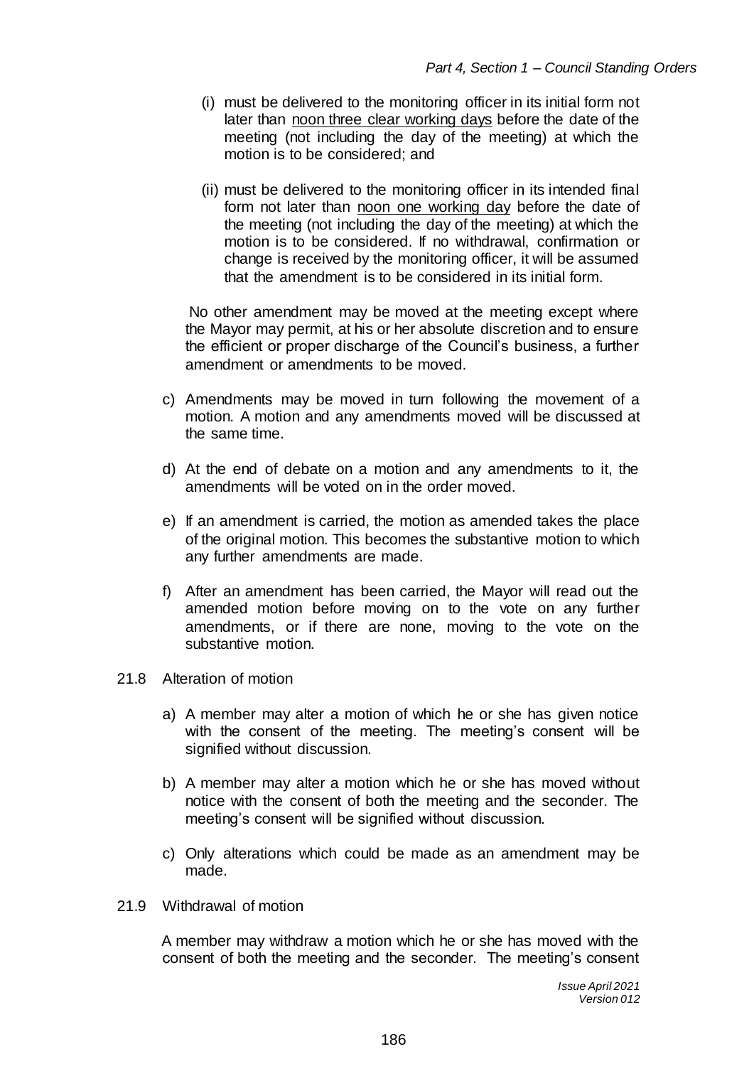(i) must be delivered to the monitoring officer in its initial form not later than <u>noon three clear working days</u> before the date of the meeting (not including the day of the meeting) at which the motion is to be considered; and

(ii) must be delivered to the monitoring officer in its intended final form not later than <u>noon one working day</u> before the date of the meeting (not including the day of the meeting) at which the motion is to be considered. If no withdrawal, confirmation or change is received by the monitoring officer, it will be assumed that the amendment is to be considered in its initial form.

No other amendment may be moved at the meeting except where the Mayor may permit, at his or her absolute discretion and to ensure the efficient or proper discharge of the Council's business, a further amendment or amendments to be moved.

c) Amendments may be moved in turn following the movement of a motion. A motion and any amendments moved will be discussed at the same time.

d) At the end of debate on a motion and any amendments to it, the amendments will be voted on in the order moved.

e) If an amendment is carried, the motion as amended takes the place of the original motion. This becomes the substantive motion to which any further amendments are made.

f) After an amendment has been carried, the Mayor will read out the amended motion before moving on to the vote on any further amendments, or if there are none, moving to the vote on the substantive motion.

21.8 Alteration of motion

a) A member may alter a motion of which he or she has given notice with the consent of the meeting. The meeting's consent will be signified without discussion.

b) A member may alter a motion which he or she has moved without notice with the consent of both the meeting and the seconder. The meeting's consent will be signified without discussion.

c) Only alterations which could be made as an amendment may be made.

21.9 Withdrawal of motion

A member may withdraw a motion which he or she has moved with the consent of both the meeting and the seconder. The meeting's consent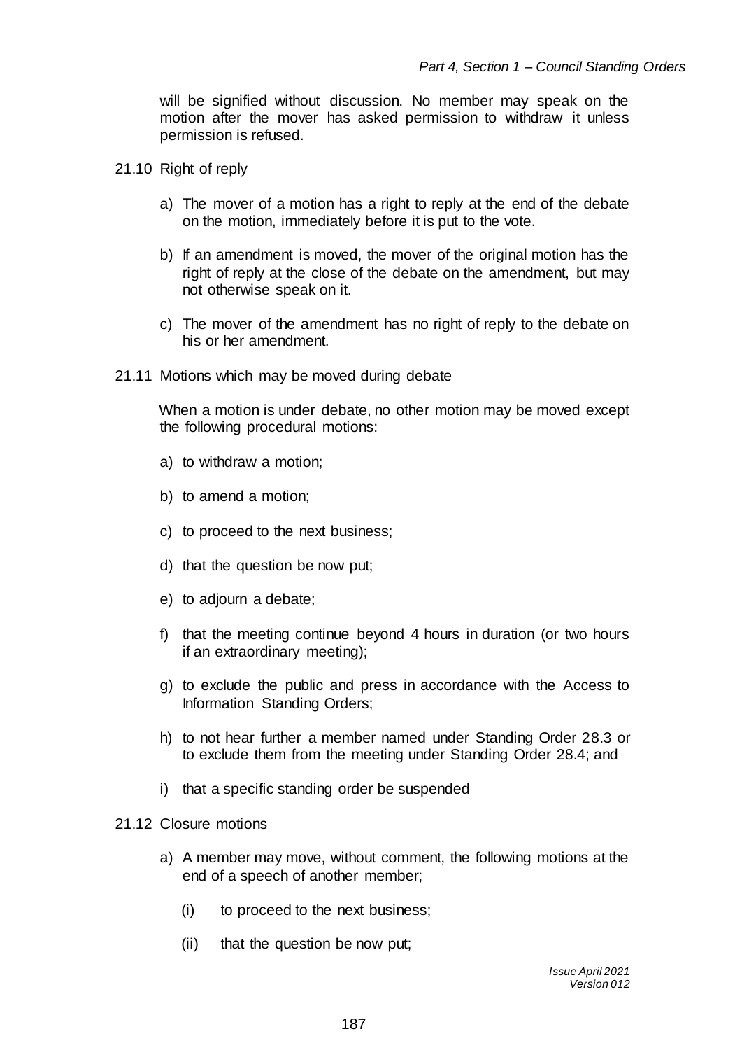will be signified without discussion. No member may speak on the motion after the mover has asked permission to withdraw it unless permission is refused.

21.10 Right of reply

a) The mover of a motion has a right to reply at the end of the debate on the motion, immediately before it is put to the vote.

b) If an amendment is moved, the mover of the original motion has the right of reply at the close of the debate on the amendment, but may not otherwise speak on it.

c) The mover of the amendment has no right of reply to the debate on his or her amendment.

21.11 Motions which may be moved during debate

When a motion is under debate, no other motion may be moved except the following procedural motions:

a) to withdraw a motion;

b) to amend a motion;

c) to proceed to the next business;

d) that the question be now put;

e) to adjourn a debate;

f) that the meeting continue beyond 4 hours in duration (or two hours if an extraordinary meeting);

g) to exclude the public and press in accordance with the Access to Information Standing Orders;

h) to not hear further a member named under Standing Order 28.3 or to exclude them from the meeting under Standing Order 28.4; and

i) that a specific standing order be suspended

21.12 Closure motions

a) A member may move, without comment, the following motions at the end of a speech of another member;

   (i) to proceed to the next business;

   (ii) that the question be now put;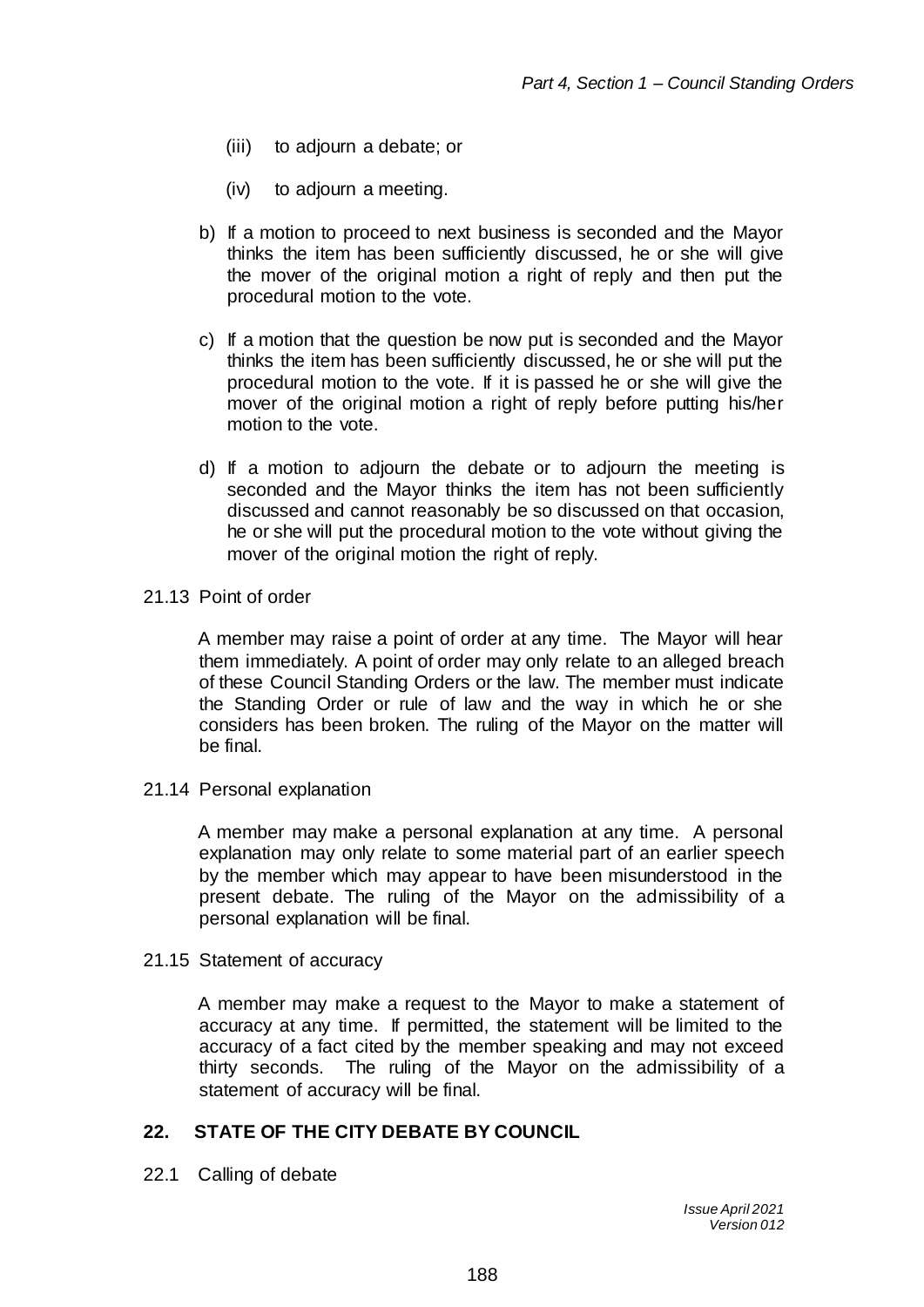(iii) to adjourn a debate; or

(iv) to adjourn a meeting.

b) If a motion to proceed to next business is seconded and the Mayor thinks the item has been sufficiently discussed, he or she will give the mover of the original motion a right of reply and then put the procedural motion to the vote.

c) If a motion that the question be now put is seconded and the Mayor thinks the item has been sufficiently discussed, he or she will put the procedural motion to the vote. If it is passed he or she will give the mover of the original motion a right of reply before putting his/her motion to the vote.

d) If a motion to adjourn the debate or to adjourn the meeting is seconded and the Mayor thinks the item has not been sufficiently discussed and cannot reasonably be so discussed on that occasion, he or she will put the procedural motion to the vote without giving the mover of the original motion the right of reply.

21.13 Point of order

A member may raise a point of order at any time. The Mayor will hear them immediately. A point of order may only relate to an alleged breach of these Council Standing Orders or the law. The member must indicate the Standing Order or rule of law and the way in which he or she considers has been broken. The ruling of the Mayor on the matter will be final.

21.14 Personal explanation

A member may make a personal explanation at any time. A personal explanation may only relate to some material part of an earlier speech by the member which may appear to have been misunderstood in the present debate. The ruling of the Mayor on the admissibility of a personal explanation will be final.

21.15 Statement of accuracy

A member may make a request to the Mayor to make a statement of accuracy at any time. If permitted, the statement will be limited to the accuracy of a fact cited by the member speaking and may not exceed thirty seconds. The ruling of the Mayor on the admissibility of a statement of accuracy will be final.

## 22. STATE OF THE CITY DEBATE BY COUNCIL

22.1 Calling of debate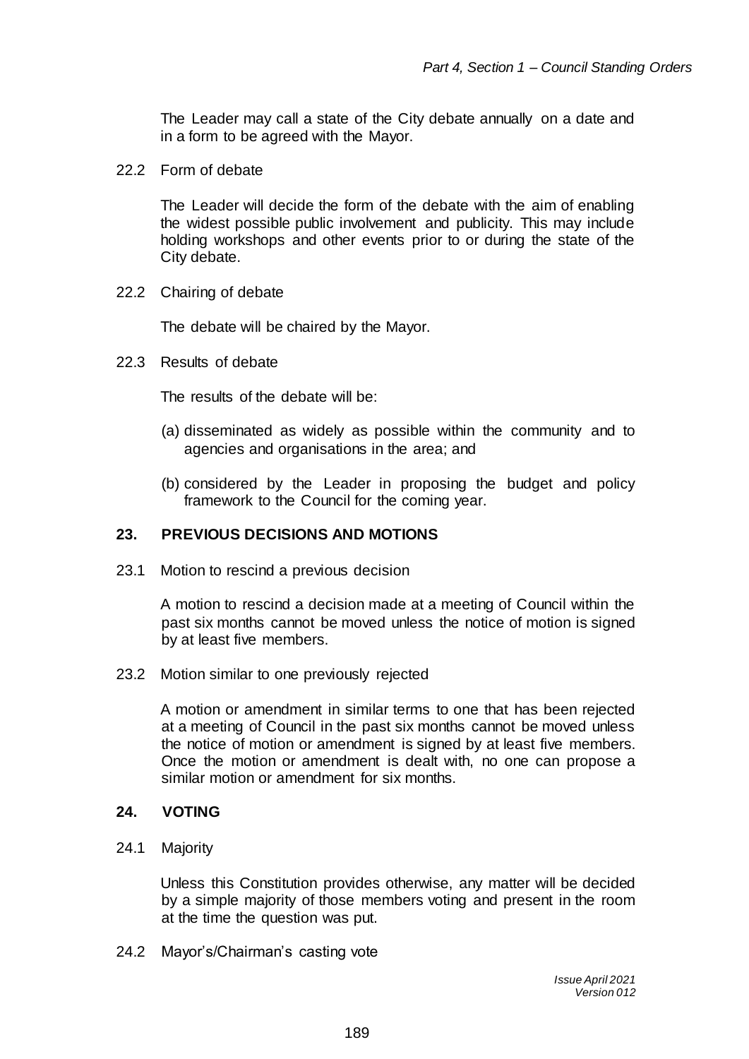The Leader may call a state of the City debate annually on a date and in a form to be agreed with the Mayor.

22.2 Form of debate

The Leader will decide the form of the debate with the aim of enabling the widest possible public involvement and publicity. This may include holding workshops and other events prior to or during the state of the City debate.

22.2 Chairing of debate

The debate will be chaired by the Mayor.

22.3 Results of debate

The results of the debate will be:

(a) disseminated as widely as possible within the community and to agencies and organisations in the area; and

(b) considered by the Leader in proposing the budget and policy framework to the Council for the coming year.

## 23. PREVIOUS DECISIONS AND MOTIONS

23.1 Motion to rescind a previous decision

A motion to rescind a decision made at a meeting of Council within the past six months cannot be moved unless the notice of motion is signed by at least five members.

23.2 Motion similar to one previously rejected

A motion or amendment in similar terms to one that has been rejected at a meeting of Council in the past six months cannot be moved unless the notice of motion or amendment is signed by at least five members. Once the motion or amendment is dealt with, no one can propose a similar motion or amendment for six months.

## 24. VOTING

24.1 Majority

Unless this Constitution provides otherwise, any matter will be decided by a simple majority of those members voting and present in the room at the time the question was put.

24.2 Mayor's/Chairman's casting vote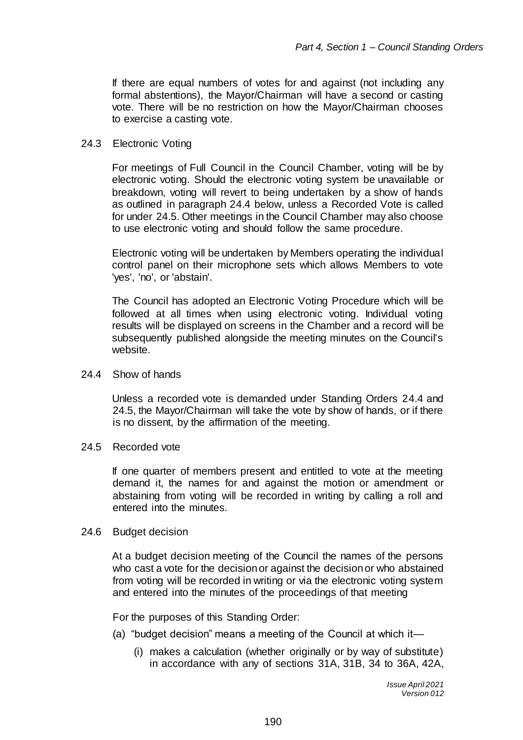If there are equal numbers of votes for and against (not including any formal abstentions), the Mayor/Chairman will have a second or casting vote. There will be no restriction on how the Mayor/Chairman chooses to exercise a casting vote.

### 24.3 Electronic Voting

For meetings of Full Council in the Council Chamber, voting will be by electronic voting. Should the electronic voting system be unavailable or breakdown, voting will revert to being undertaken by a show of hands as outlined in paragraph 24.4 below, unless a Recorded Vote is called for under 24.5. Other meetings in the Council Chamber may also choose to use electronic voting and should follow the same procedure.

Electronic voting will be undertaken by Members operating the individual control panel on their microphone sets which allows Members to vote 'yes', 'no', or 'abstain'.

The Council has adopted an Electronic Voting Procedure which will be followed at all times when using electronic voting. Individual voting results will be displayed on screens in the Chamber and a record will be subsequently published alongside the meeting minutes on the Council's website.

### 24.4 Show of hands

Unless a recorded vote is demanded under Standing Orders 24.4 and 24.5, the Mayor/Chairman will take the vote by show of hands, or if there is no dissent, by the affirmation of the meeting.

### 24.5 Recorded vote

If one quarter of members present and entitled to vote at the meeting demand it, the names for and against the motion or amendment or abstaining from voting will be recorded in writing by calling a roll and entered into the minutes.

### 24.6 Budget decision

At a budget decision meeting of the Council the names of the persons who cast a vote for the decision or against the decision or who abstained from voting will be recorded in writing or via the electronic voting system and entered into the minutes of the proceedings of that meeting

For the purposes of this Standing Order:

(a) "budget decision" means a meeting of the Council at which it—

  (i) makes a calculation (whether originally or by way of substitute) in accordance with any of sections 31A, 31B, 34 to 36A, 42A,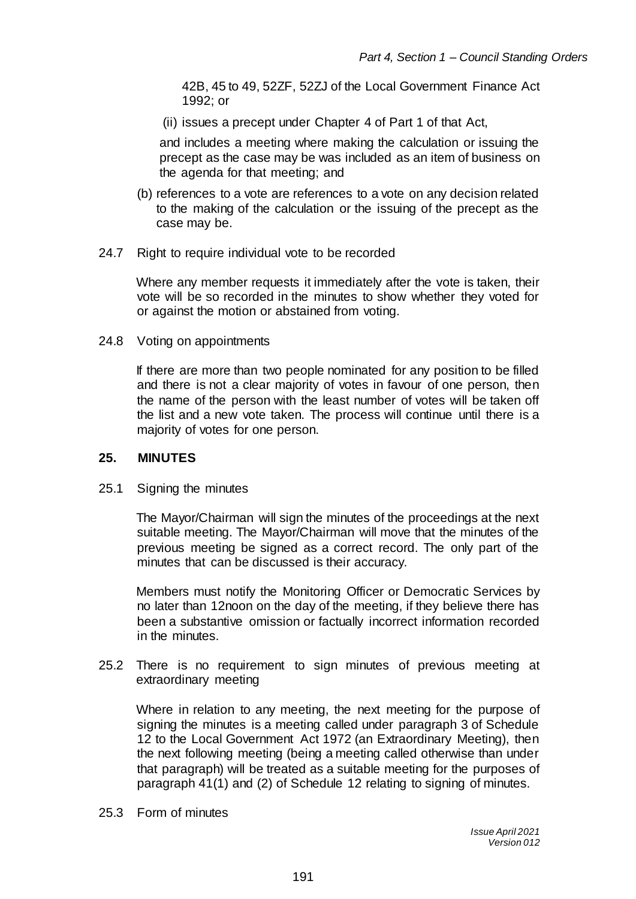42B, 45 to 49, 52ZF, 52ZJ of the Local Government Finance Act 1992; or

(ii) issues a precept under Chapter 4 of Part 1 of that Act,

and includes a meeting where making the calculation or issuing the precept as the case may be was included as an item of business on the agenda for that meeting; and

(b) references to a vote are references to a vote on any decision related to the making of the calculation or the issuing of the precept as the case may be.

24.7 Right to require individual vote to be recorded

Where any member requests it immediately after the vote is taken, their vote will be so recorded in the minutes to show whether they voted for or against the motion or abstained from voting.

24.8 Voting on appointments

If there are more than two people nominated for any position to be filled and there is not a clear majority of votes in favour of one person, then the name of the person with the least number of votes will be taken off the list and a new vote taken. The process will continue until there is a majority of votes for one person.

## 25. MINUTES

25.1 Signing the minutes

The Mayor/Chairman will sign the minutes of the proceedings at the next suitable meeting. The Mayor/Chairman will move that the minutes of the previous meeting be signed as a correct record. The only part of the minutes that can be discussed is their accuracy.

Members must notify the Monitoring Officer or Democratic Services by no later than 12noon on the day of the meeting, if they believe there has been a substantive omission or factually incorrect information recorded in the minutes.

25.2 There is no requirement to sign minutes of previous meeting at extraordinary meeting

Where in relation to any meeting, the next meeting for the purpose of signing the minutes is a meeting called under paragraph 3 of Schedule 12 to the Local Government Act 1972 (an Extraordinary Meeting), then the next following meeting (being a meeting called otherwise than under that paragraph) will be treated as a suitable meeting for the purposes of paragraph 41(1) and (2) of Schedule 12 relating to signing of minutes.

25.3 Form of minutes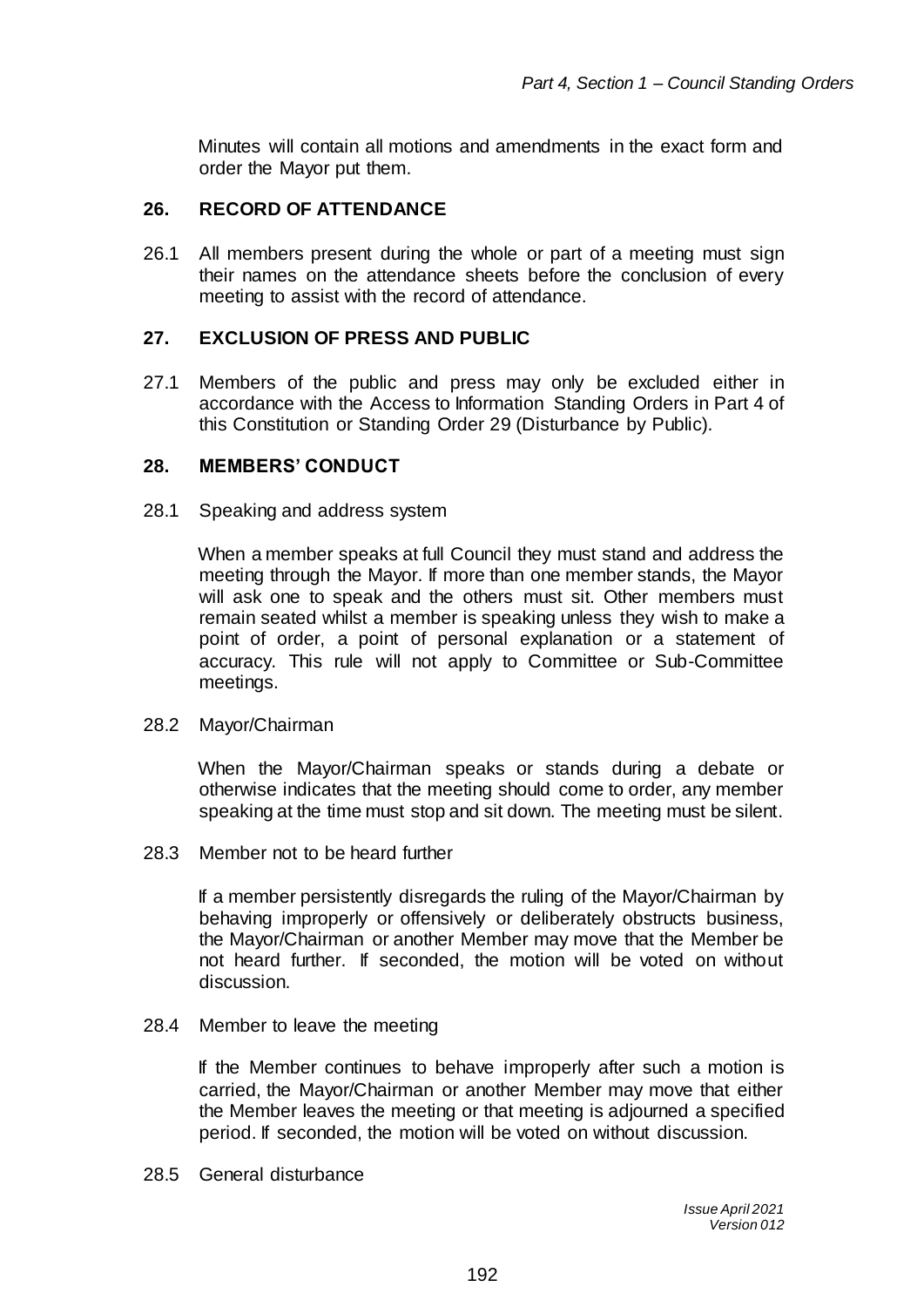Minutes will contain all motions and amendments in the exact form and order the Mayor put them.

## 26. RECORD OF ATTENDANCE

26.1 All members present during the whole or part of a meeting must sign their names on the attendance sheets before the conclusion of every meeting to assist with the record of attendance.

## 27. EXCLUSION OF PRESS AND PUBLIC

27.1 Members of the public and press may only be excluded either in accordance with the Access to Information Standing Orders in Part 4 of this Constitution or Standing Order 29 (Disturbance by Public).

## 28. MEMBERS' CONDUCT

28.1 Speaking and address system

When a member speaks at full Council they must stand and address the meeting through the Mayor. If more than one member stands, the Mayor will ask one to speak and the others must sit. Other members must remain seated whilst a member is speaking unless they wish to make a point of order, a point of personal explanation or a statement of accuracy. This rule will not apply to Committee or Sub-Committee meetings.

28.2 Mayor/Chairman

When the Mayor/Chairman speaks or stands during a debate or otherwise indicates that the meeting should come to order, any member speaking at the time must stop and sit down. The meeting must be silent.

28.3 Member not to be heard further

If a member persistently disregards the ruling of the Mayor/Chairman by behaving improperly or offensively or deliberately obstructs business, the Mayor/Chairman or another Member may move that the Member be not heard further. If seconded, the motion will be voted on without discussion.

28.4 Member to leave the meeting

If the Member continues to behave improperly after such a motion is carried, the Mayor/Chairman or another Member may move that either the Member leaves the meeting or that meeting is adjourned a specified period. If seconded, the motion will be voted on without discussion.

28.5 General disturbance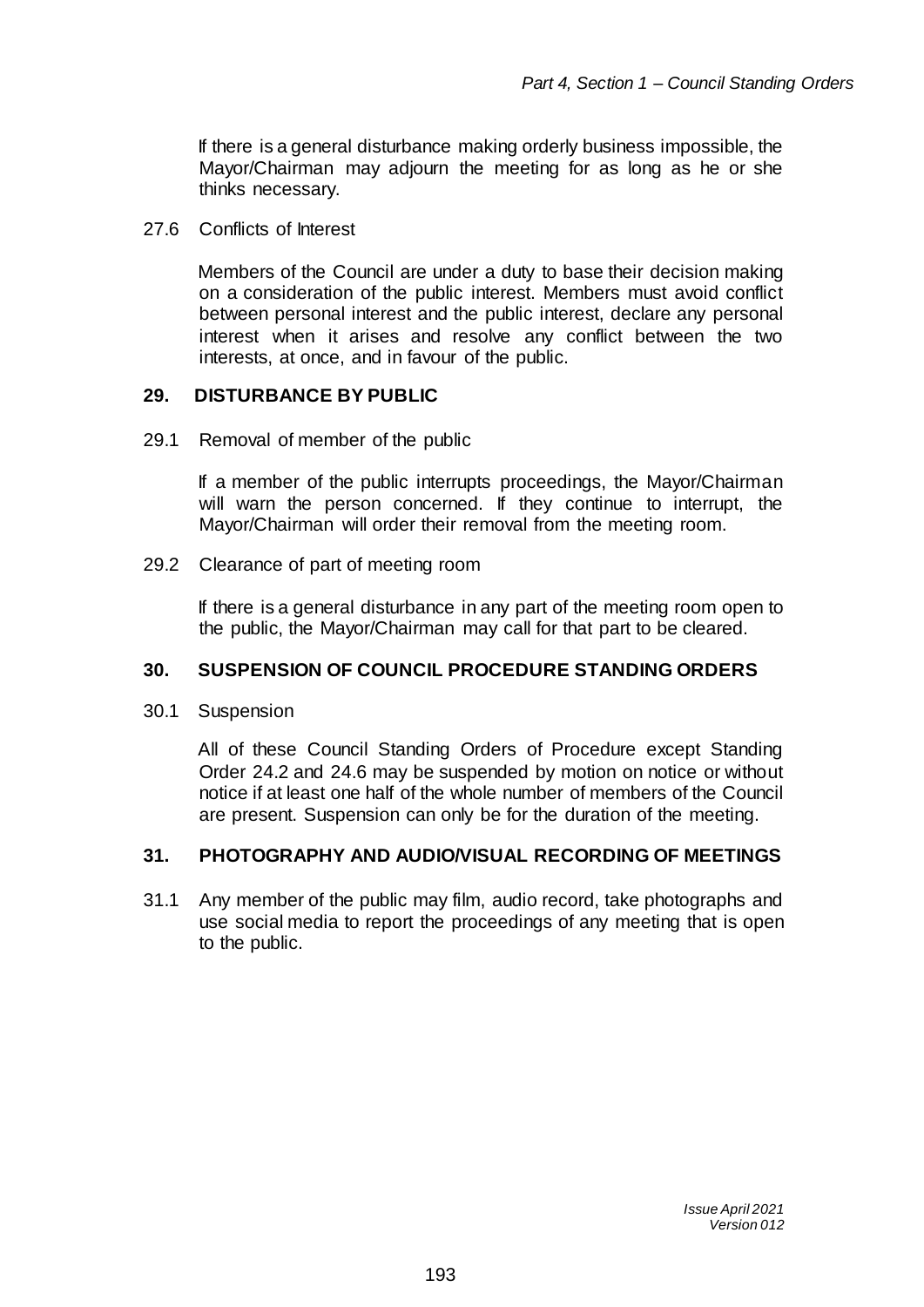If there is a general disturbance making orderly business impossible, the Mayor/Chairman may adjourn the meeting for as long as he or she thinks necessary.

27.6 Conflicts of Interest

Members of the Council are under a duty to base their decision making on a consideration of the public interest. Members must avoid conflict between personal interest and the public interest, declare any personal interest when it arises and resolve any conflict between the two interests, at once, and in favour of the public.

## 29. DISTURBANCE BY PUBLIC

29.1 Removal of member of the public

If a member of the public interrupts proceedings, the Mayor/Chairman will warn the person concerned. If they continue to interrupt, the Mayor/Chairman will order their removal from the meeting room.

29.2 Clearance of part of meeting room

If there is a general disturbance in any part of the meeting room open to the public, the Mayor/Chairman may call for that part to be cleared.

## 30. SUSPENSION OF COUNCIL PROCEDURE STANDING ORDERS

30.1 Suspension

All of these Council Standing Orders of Procedure except Standing Order 24.2 and 24.6 may be suspended by motion on notice or without notice if at least one half of the whole number of members of the Council are present. Suspension can only be for the duration of the meeting.

## 31. PHOTOGRAPHY AND AUDIO/VISUAL RECORDING OF MEETINGS

31.1 Any member of the public may film, audio record, take photographs and use social media to report the proceedings of any meeting that is open to the public.